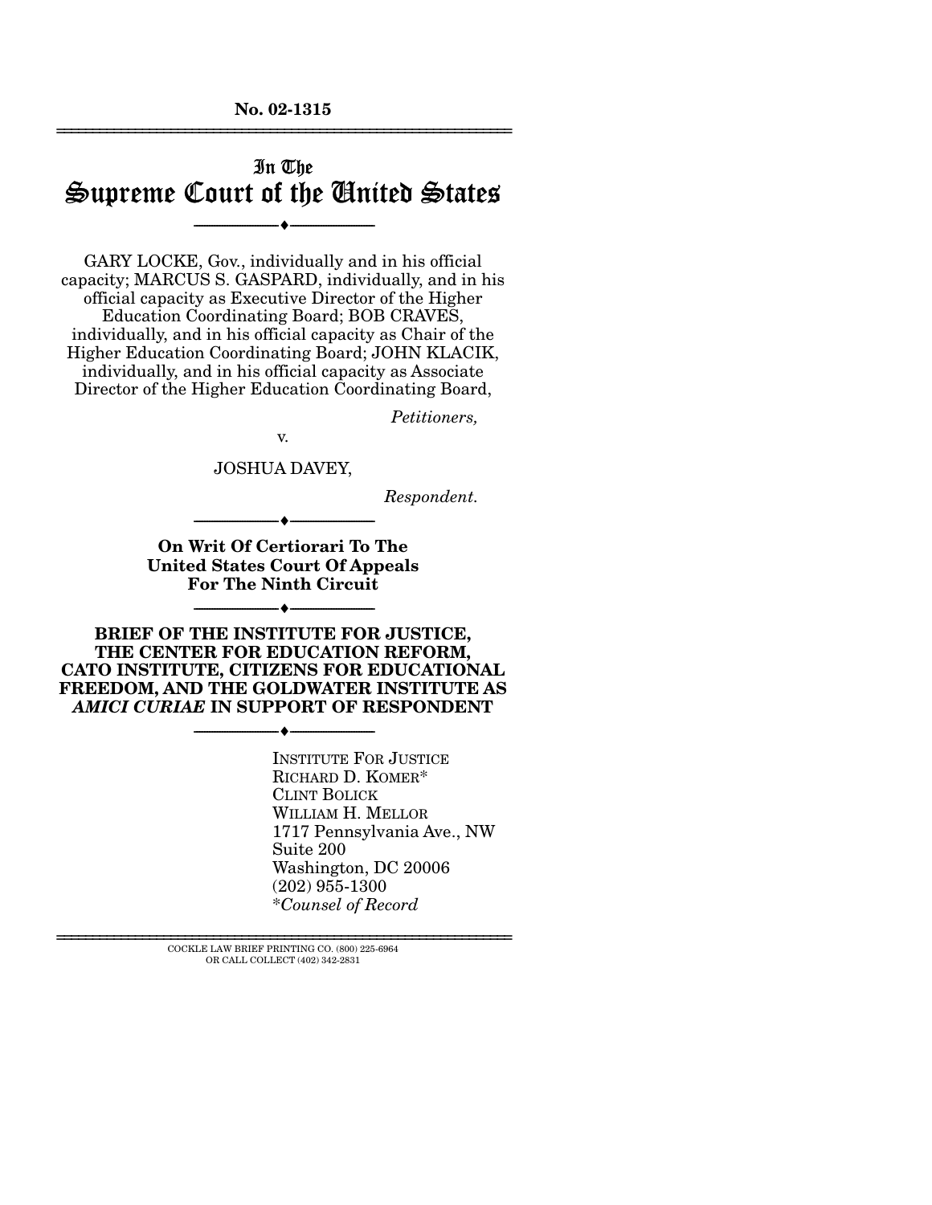**No. 02-1315**

# In The
# Supreme Court of the United States

---

GARY LOCKE, Gov., individually and in his official capacity; MARCUS S. GASPARD, individually, and in his official capacity as Executive Director of the Higher Education Coordinating Board; BOB CRAVES, individually, and in his official capacity as Chair of the Higher Education Coordinating Board; JOHN KLACIK, individually, and in his official capacity as Associate Director of the Higher Education Coordinating Board,

*Petitioners,*

v.

JOSHUA DAVEY,

*Respondent.*

---

**On Writ Of Certiorari To The United States Court Of Appeals For The Ninth Circuit**

---

**BRIEF OF THE INSTITUTE FOR JUSTICE, THE CENTER FOR EDUCATION REFORM, CATO INSTITUTE, CITIZENS FOR EDUCATIONAL FREEDOM, AND THE GOLDWATER INSTITUTE AS *AMICI CURIAE* IN SUPPORT OF RESPONDENT**

---

INSTITUTE FOR JUSTICE
RICHARD D. KOMER*
CLINT BOLICK
WILLIAM H. MELLOR
1717 Pennsylvania Ave., NW
Suite 200
Washington, DC 20006
(202) 955-1300
**Counsel of Record*

COCKLE LAW BRIEF PRINTING CO. (800) 225-6964
OR CALL COLLECT (402) 342-2831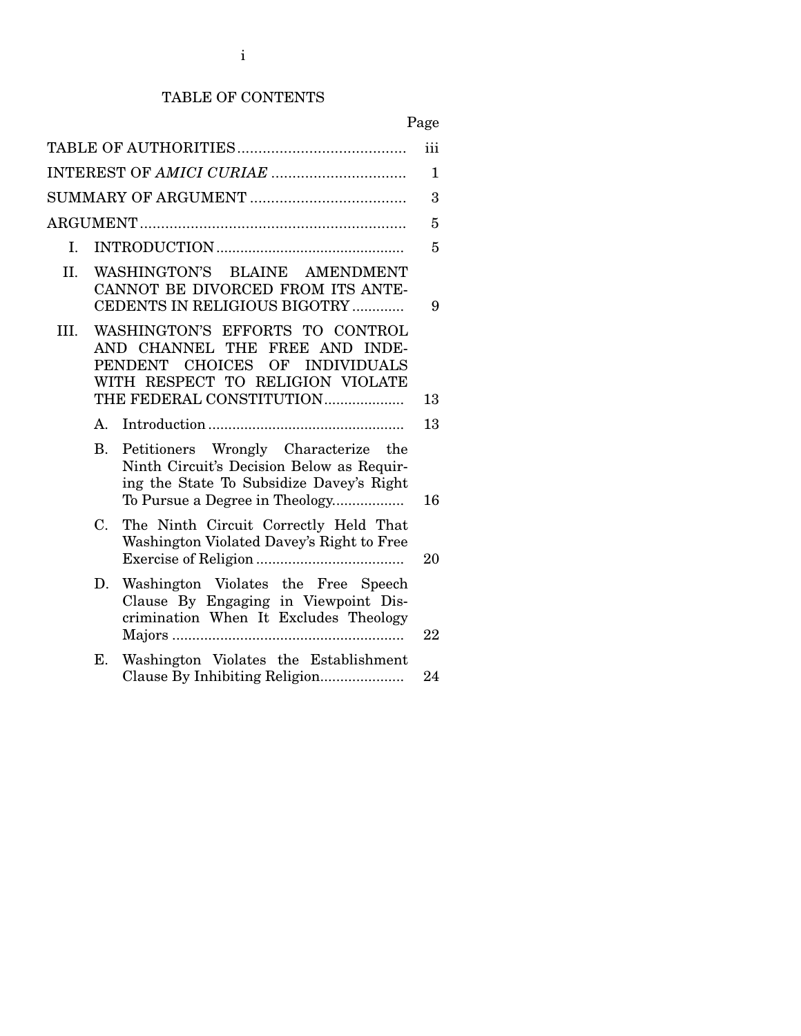# TABLE OF CONTENTS

| | Page |
|---|---|
| TABLE OF AUTHORITIES | iii |
| INTEREST OF *AMICI CURIAE* | 1 |
| SUMMARY OF ARGUMENT | 3 |
| ARGUMENT | 5 |
| I. INTRODUCTION | 5 |
| II. WASHINGTON'S BLAINE AMENDMENT CANNOT BE DIVORCED FROM ITS ANTECEDENTS IN RELIGIOUS BIGOTRY | 9 |
| III. WASHINGTON'S EFFORTS TO CONTROL AND CHANNEL THE FREE AND INDEPENDENT CHOICES OF INDIVIDUALS WITH RESPECT TO RELIGION VIOLATE THE FEDERAL CONSTITUTION | 13 |
| A. Introduction | 13 |
| B. Petitioners Wrongly Characterize the Ninth Circuit's Decision Below as Requiring the State To Subsidize Davey's Right To Pursue a Degree in Theology | 16 |
| C. The Ninth Circuit Correctly Held That Washington Violated Davey's Right to Free Exercise of Religion | 20 |
| D. Washington Violates the Free Speech Clause By Engaging in Viewpoint Discrimination When It Excludes Theology Majors | 22 |
| E. Washington Violates the Establishment Clause By Inhibiting Religion | 24 |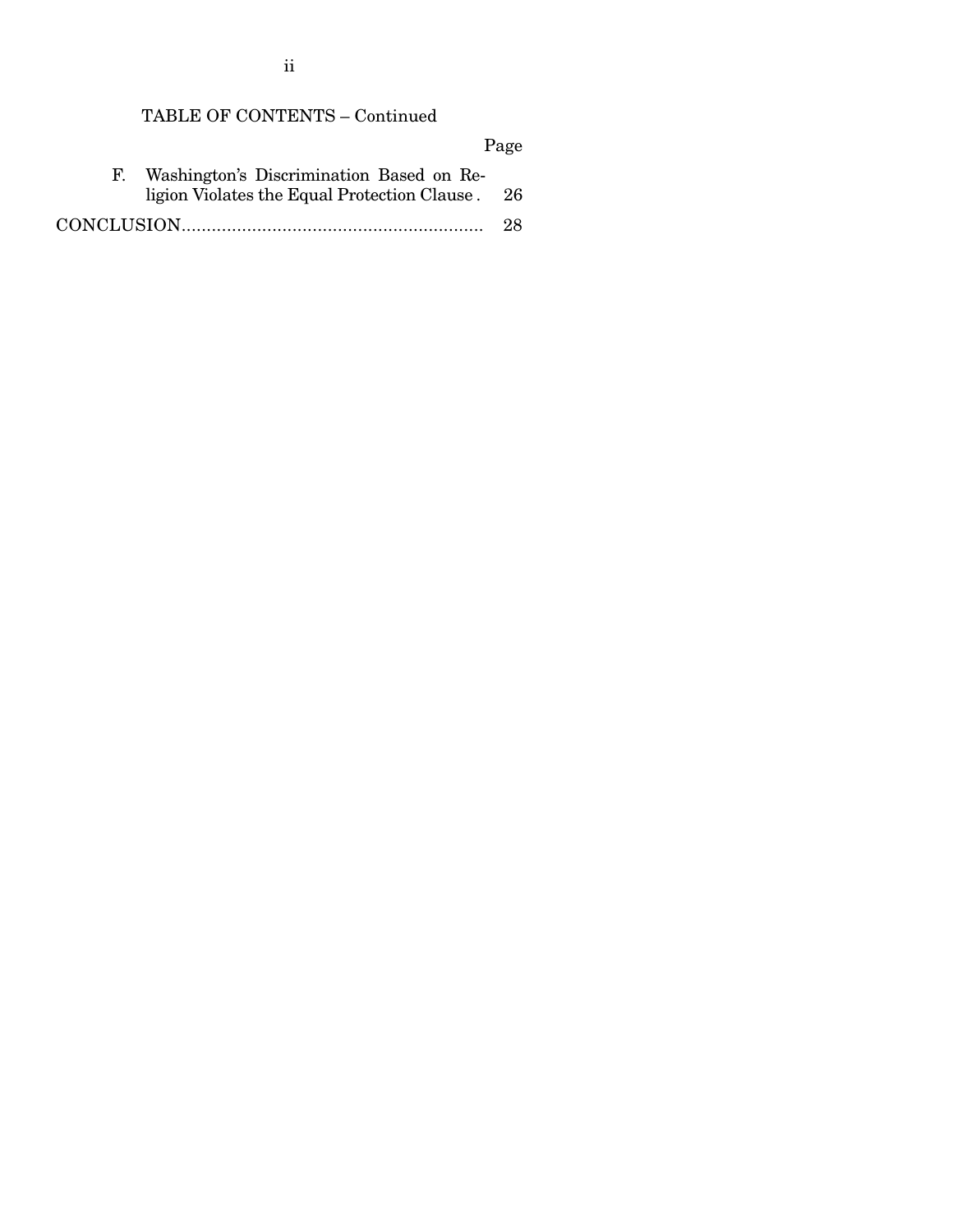TABLE OF CONTENTS – Continued

| | Page |
|---|---|
| F. Washington's Discrimination Based on Religion Violates the Equal Protection Clause | 26 |
| CONCLUSION | 28 |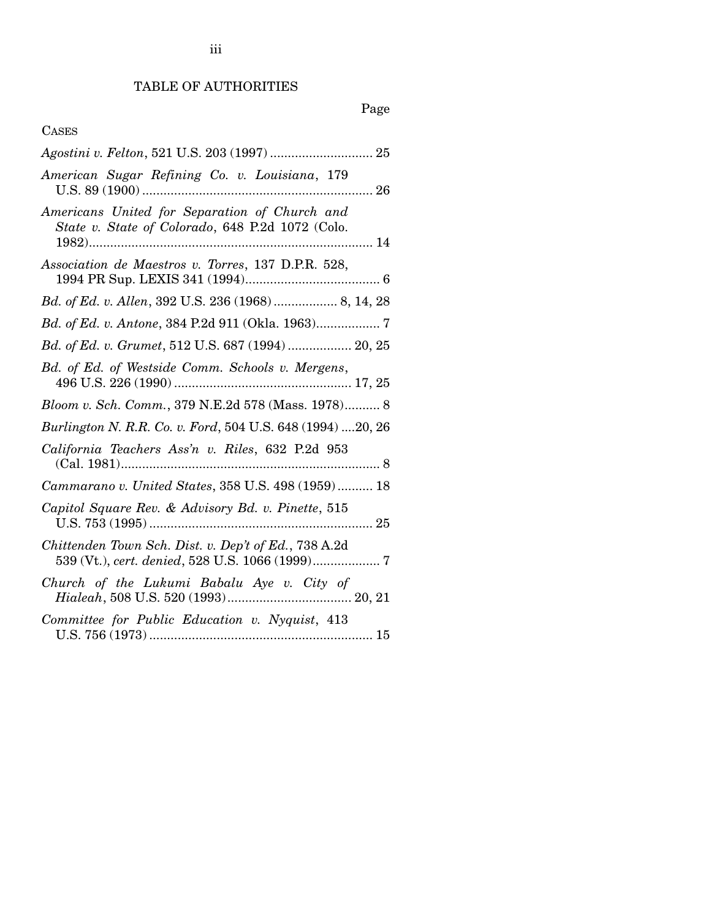# TABLE OF AUTHORITIES

Page

CASES

*Agostini v. Felton*, 521 U.S. 203 (1997) ............................ 25

*American Sugar Refining Co. v. Louisiana*, 179 U.S. 89 (1900) ................................................................ 26

*Americans United for Separation of Church and State v. State of Colorado*, 648 P.2d 1072 (Colo. 1982)............................................................................... 14

*Association de Maestros v. Torres*, 137 D.P.R. 528, 1994 PR Sup. LEXIS 341 (1994)...................................... 6

*Bd. of Ed. v. Allen*, 392 U.S. 236 (1968) .................. 8, 14, 28

*Bd. of Ed. v. Antone*, 384 P.2d 911 (Okla. 1963).................. 7

*Bd. of Ed. v. Grumet*, 512 U.S. 687 (1994) .................. 20, 25

*Bd. of Ed. of Westside Comm. Schools v. Mergens*, 496 U.S. 226 (1990) .................................................. 17, 25

*Bloom v. Sch. Comm.*, 379 N.E.2d 578 (Mass. 1978).......... 8

*Burlington N. R.R. Co. v. Ford*, 504 U.S. 648 (1994) ....20, 26

*California Teachers Ass'n v. Riles*, 632 P.2d 953 (Cal. 1981)......................................................................... 8

*Cammarano v. United States*, 358 U.S. 498 (1959) .......... 18

*Capitol Square Rev. & Advisory Bd. v. Pinette*, 515 U.S. 753 (1995) .............................................................. 25

*Chittenden Town Sch. Dist. v. Dep't of Ed.*, 738 A.2d 539 (Vt.), *cert. denied*, 528 U.S. 1066 (1999)................... 7

*Church of the Lukumi Babalu Aye v. City of Hialeah*, 508 U.S. 520 (1993).................................. 20, 21

*Committee for Public Education v. Nyquist*, 413 U.S. 756 (1973) .............................................................. 15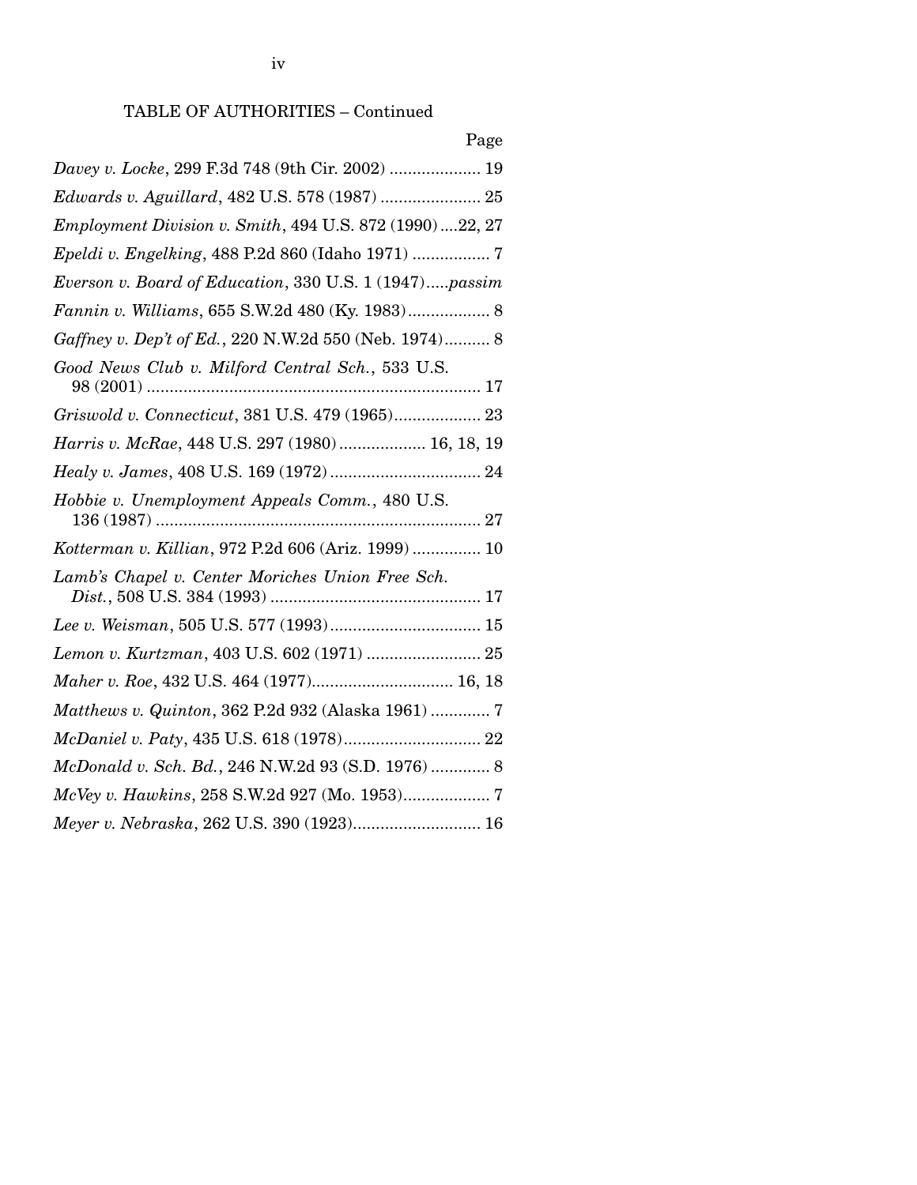TABLE OF AUTHORITIES – Continued

Page

*Davey v. Locke*, 299 F.3d 748 (9th Cir. 2002) .................... 19

*Edwards v. Aguillard*, 482 U.S. 578 (1987) ...................... 25

*Employment Division v. Smith*, 494 U.S. 872 (1990) ....22, 27

*Epeldi v. Engelking*, 488 P.2d 860 (Idaho 1971) ................. 7

*Everson v. Board of Education*, 330 U.S. 1 (1947).....*passim*

*Fannin v. Williams*, 655 S.W.2d 480 (Ky. 1983).................. 8

*Gaffney v. Dep't of Ed.*, 220 N.W.2d 550 (Neb. 1974).......... 8

*Good News Club v. Milford Central Sch.*, 533 U.S. 98 (2001) ......................................................................... 17

*Griswold v. Connecticut*, 381 U.S. 479 (1965)................... 23

*Harris v. McRae*, 448 U.S. 297 (1980) ................... 16, 18, 19

*Healy v. James*, 408 U.S. 169 (1972) ................................. 24

*Hobbie v. Unemployment Appeals Comm.*, 480 U.S. 136 (1987) ....................................................................... 27

*Kotterman v. Killian*, 972 P.2d 606 (Ariz. 1999) ............... 10

*Lamb's Chapel v. Center Moriches Union Free Sch. Dist.*, 508 U.S. 384 (1993) .............................................. 17

*Lee v. Weisman*, 505 U.S. 577 (1993)................................. 15

*Lemon v. Kurtzman*, 403 U.S. 602 (1971) ......................... 25

*Maher v. Roe*, 432 U.S. 464 (1977)............................... 16, 18

*Matthews v. Quinton*, 362 P.2d 932 (Alaska 1961) ............. 7

*McDaniel v. Paty*, 435 U.S. 618 (1978).............................. 22

*McDonald v. Sch. Bd.*, 246 N.W.2d 93 (S.D. 1976) ............. 8

*McVey v. Hawkins*, 258 S.W.2d 927 (Mo. 1953)................... 7

*Meyer v. Nebraska*, 262 U.S. 390 (1923)............................ 16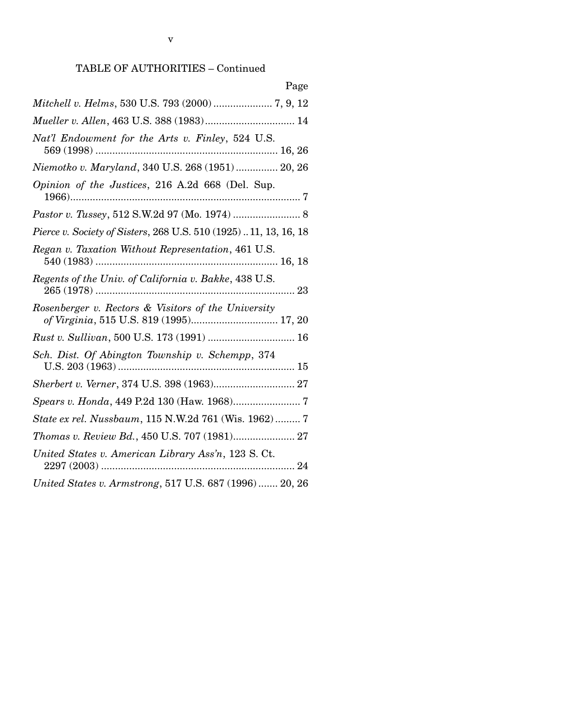TABLE OF AUTHORITIES – Continued

Page

*Mitchell v. Helms*, 530 U.S. 793 (2000) ..................... 7, 9, 12

*Mueller v. Allen*, 463 U.S. 388 (1983)................................ 14

*Nat'l Endowment for the Arts v. Finley*, 524 U.S. 569 (1998) ................................................................ 16, 26

*Niemotko v. Maryland*, 340 U.S. 268 (1951) ............... 20, 26

*Opinion of the Justices*, 216 A.2d 668 (Del. Sup. 1966).................................................................................. 7

*Pastor v. Tussey*, 512 S.W.2d 97 (Mo. 1974) ........................ 8

*Pierce v. Society of Sisters*, 268 U.S. 510 (1925) .. 11, 13, 16, 18

*Regan v. Taxation Without Representation*, 461 U.S. 540 (1983) ................................................................ 16, 18

*Regents of the Univ. of California v. Bakke*, 438 U.S. 265 (1978) ...................................................................... 23

*Rosenberger v. Rectors & Visitors of the University of Virginia*, 515 U.S. 819 (1995)............................... 17, 20

*Rust v. Sullivan*, 500 U.S. 173 (1991) ............................... 16

*Sch. Dist. Of Abington Township v. Schempp*, 374 U.S. 203 (1963) ............................................................... 15

*Sherbert v. Verner*, 374 U.S. 398 (1963)............................. 27

*Spears v. Honda*, 449 P.2d 130 (Haw. 1968)........................ 7

*State ex rel. Nussbaum*, 115 N.W.2d 761 (Wis. 1962) ......... 7

*Thomas v. Review Bd.*, 450 U.S. 707 (1981)...................... 27

*United States v. American Library Ass'n*, 123 S. Ct. 2297 (2003) ..................................................................... 24

*United States v. Armstrong*, 517 U.S. 687 (1996) ....... 20, 26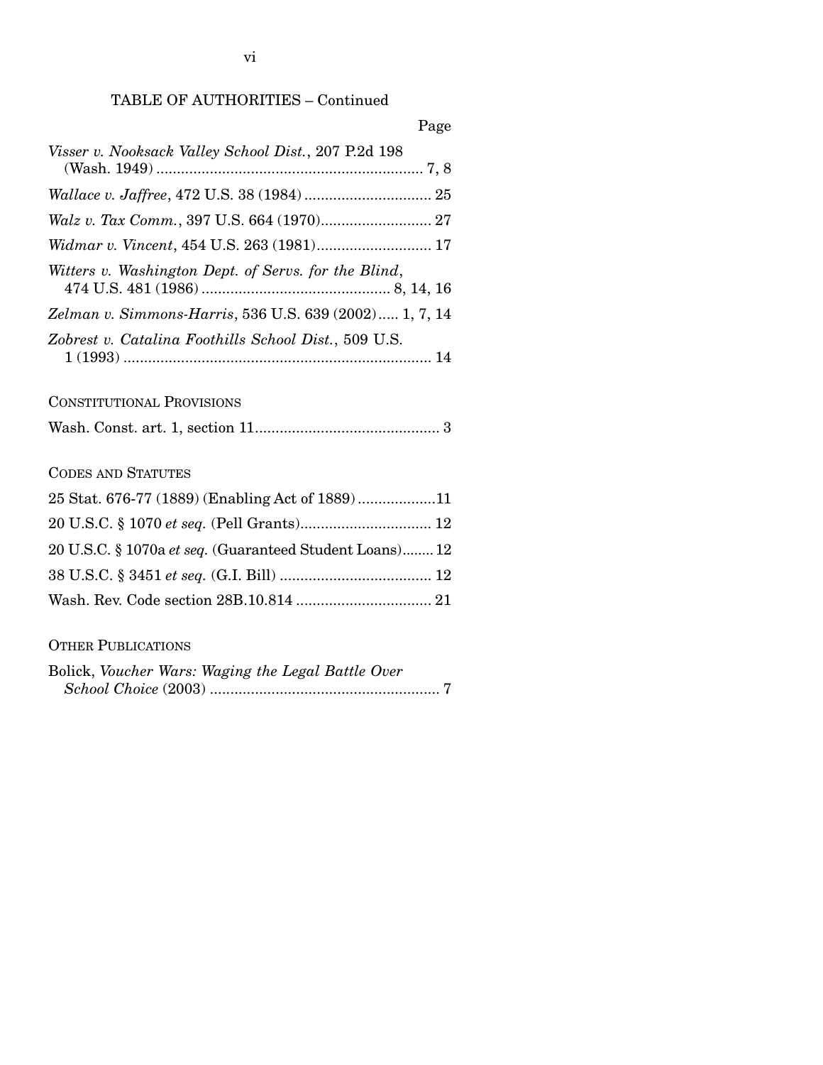TABLE OF AUTHORITIES – Continued

Page

*Visser v. Nooksack Valley School Dist.*, 207 P.2d 198 (Wash. 1949) ............................................................... 7, 8

*Wallace v. Jaffree*, 472 U.S. 38 (1984) .............................. 25

*Walz v. Tax Comm.*, 397 U.S. 664 (1970).......................... 27

*Widmar v. Vincent*, 454 U.S. 263 (1981)........................... 17

*Witters v. Washington Dept. of Servs. for the Blind*, 474 U.S. 481 (1986) ............................................ 8, 14, 16

*Zelman v. Simmons-Harris*, 536 U.S. 639 (2002)..... 1, 7, 14

*Zobrest v. Catalina Foothills School Dist.*, 509 U.S. 1 (1993) .......................................................................... 14

CONSTITUTIONAL PROVISIONS

Wash. Const. art. 1, section 11............................................ 3

CODES AND STATUTES

25 Stat. 676-77 (1889) (Enabling Act of 1889)...................11

20 U.S.C. § 1070 *et seq.* (Pell Grants)................................ 12

20 U.S.C. § 1070a *et seq.* (Guaranteed Student Loans)........ 12

38 U.S.C. § 3451 *et seq.* (G.I. Bill) ..................................... 12

Wash. Rev. Code section 28B.10.814 ................................. 21

OTHER PUBLICATIONS

Bolick, *Voucher Wars: Waging the Legal Battle Over School Choice* (2003) ....................................................... 7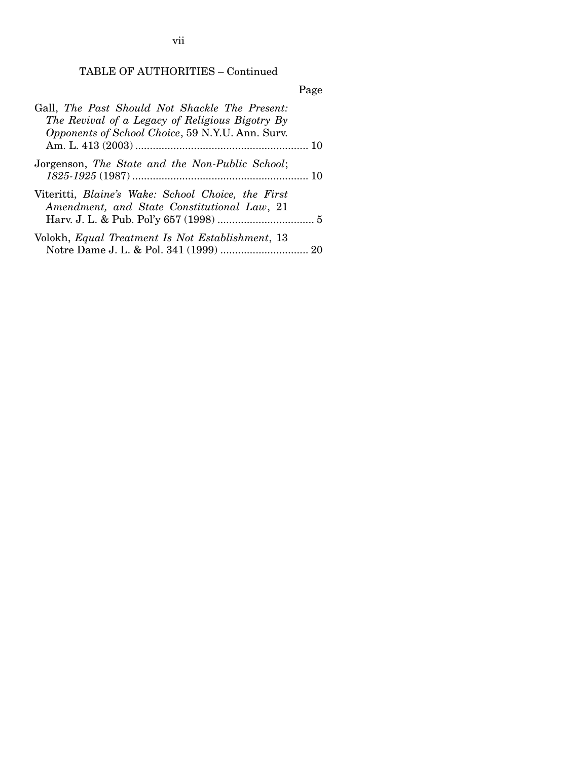## TABLE OF AUTHORITIES – Continued

Page

Gall, *The Past Should Not Shackle The Present: The Revival of a Legacy of Religious Bigotry By Opponents of School Choice*, 59 N.Y.U. Ann. Surv. Am. L. 413 (2003) .......................................................... 10

Jorgenson, *The State and the Non-Public School*; *1825-1925* (1987) .......................................................... 10

Viteritti, *Blaine's Wake: School Choice, the First Amendment, and State Constitutional Law*, 21 Harv. J. L. & Pub. Pol'y 657 (1998) ................................ 5

Volokh, *Equal Treatment Is Not Establishment*, 13 Notre Dame J. L. & Pol. 341 (1999) .............................. 20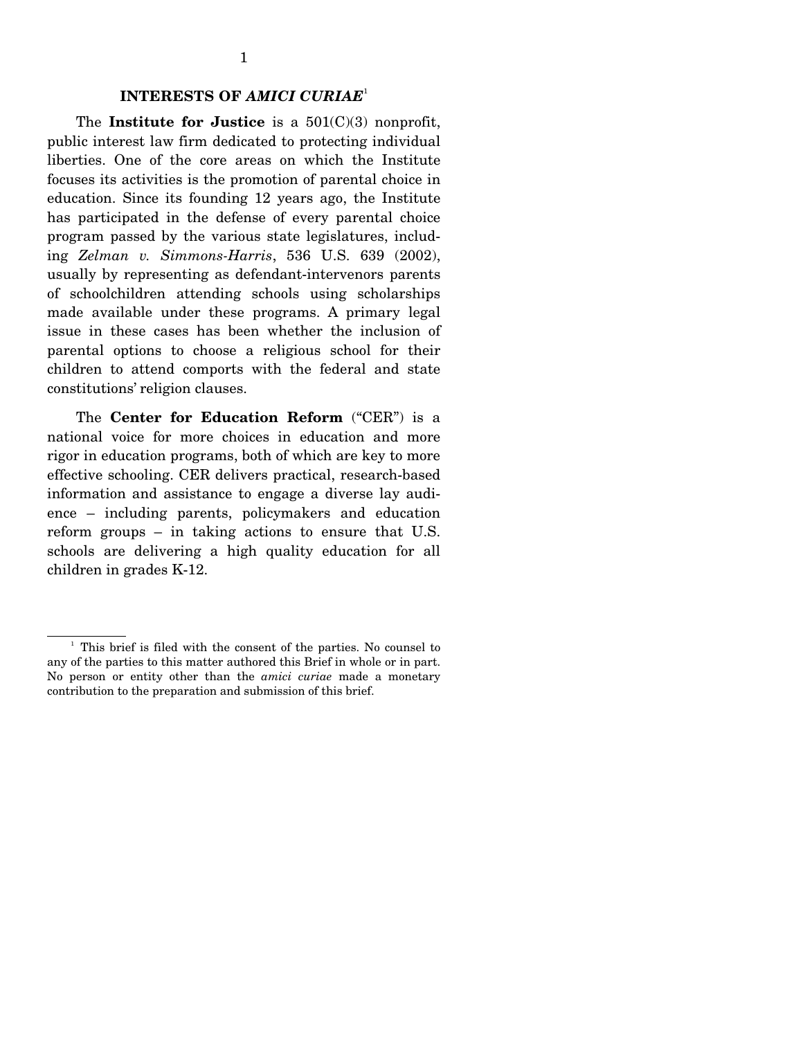## INTERESTS OF *AMICI CURIAE*[1]

The **Institute for Justice** is a 501(C)(3) nonprofit, public interest law firm dedicated to protecting individual liberties. One of the core areas on which the Institute focuses its activities is the promotion of parental choice in education. Since its founding 12 years ago, the Institute has participated in the defense of every parental choice program passed by the various state legislatures, including *Zelman v. Simmons-Harris*, 536 U.S. 639 (2002), usually by representing as defendant-intervenors parents of schoolchildren attending schools using scholarships made available under these programs. A primary legal issue in these cases has been whether the inclusion of parental options to choose a religious school for their children to attend comports with the federal and state constitutions' religion clauses.

The **Center for Education Reform** ("CER") is a national voice for more choices in education and more rigor in education programs, both of which are key to more effective schooling. CER delivers practical, research-based information and assistance to engage a diverse lay audience – including parents, policymakers and education reform groups – in taking actions to ensure that U.S. schools are delivering a high quality education for all children in grades K-12.

---

[1] This brief is filed with the consent of the parties. No counsel to any of the parties to this matter authored this Brief in whole or in part. No person or entity other than the *amici curiae* made a monetary contribution to the preparation and submission of this brief.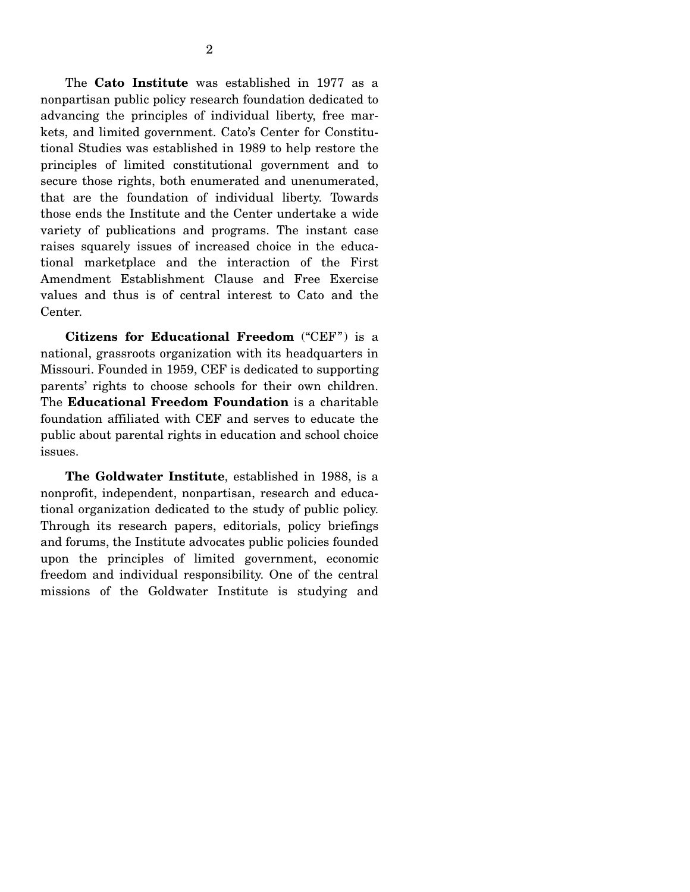The **Cato Institute** was established in 1977 as a nonpartisan public policy research foundation dedicated to advancing the principles of individual liberty, free markets, and limited government. Cato's Center for Constitutional Studies was established in 1989 to help restore the principles of limited constitutional government and to secure those rights, both enumerated and unenumerated, that are the foundation of individual liberty. Towards those ends the Institute and the Center undertake a wide variety of publications and programs. The instant case raises squarely issues of increased choice in the educational marketplace and the interaction of the First Amendment Establishment Clause and Free Exercise values and thus is of central interest to Cato and the Center.

**Citizens for Educational Freedom** ("CEF") is a national, grassroots organization with its headquarters in Missouri. Founded in 1959, CEF is dedicated to supporting parents' rights to choose schools for their own children. The **Educational Freedom Foundation** is a charitable foundation affiliated with CEF and serves to educate the public about parental rights in education and school choice issues.

**The Goldwater Institute**, established in 1988, is a nonprofit, independent, nonpartisan, research and educational organization dedicated to the study of public policy. Through its research papers, editorials, policy briefings and forums, the Institute advocates public policies founded upon the principles of limited government, economic freedom and individual responsibility. One of the central missions of the Goldwater Institute is studying and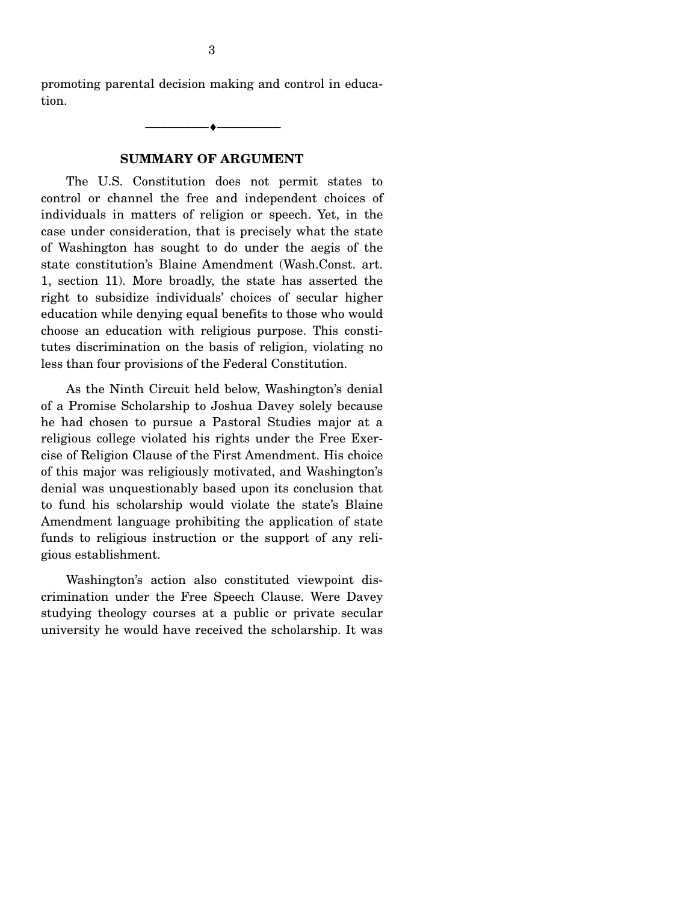promoting parental decision making and control in education.

---

## SUMMARY OF ARGUMENT

The U.S. Constitution does not permit states to control or channel the free and independent choices of individuals in matters of religion or speech. Yet, in the case under consideration, that is precisely what the state of Washington has sought to do under the aegis of the state constitution's Blaine Amendment (Wash.Const. art. 1, section 11). More broadly, the state has asserted the right to subsidize individuals' choices of secular higher education while denying equal benefits to those who would choose an education with religious purpose. This constitutes discrimination on the basis of religion, violating no less than four provisions of the Federal Constitution.

As the Ninth Circuit held below, Washington's denial of a Promise Scholarship to Joshua Davey solely because he had chosen to pursue a Pastoral Studies major at a religious college violated his rights under the Free Exercise of Religion Clause of the First Amendment. His choice of this major was religiously motivated, and Washington's denial was unquestionably based upon its conclusion that to fund his scholarship would violate the state's Blaine Amendment language prohibiting the application of state funds to religious instruction or the support of any religious establishment.

Washington's action also constituted viewpoint discrimination under the Free Speech Clause. Were Davey studying theology courses at a public or private secular university he would have received the scholarship. It was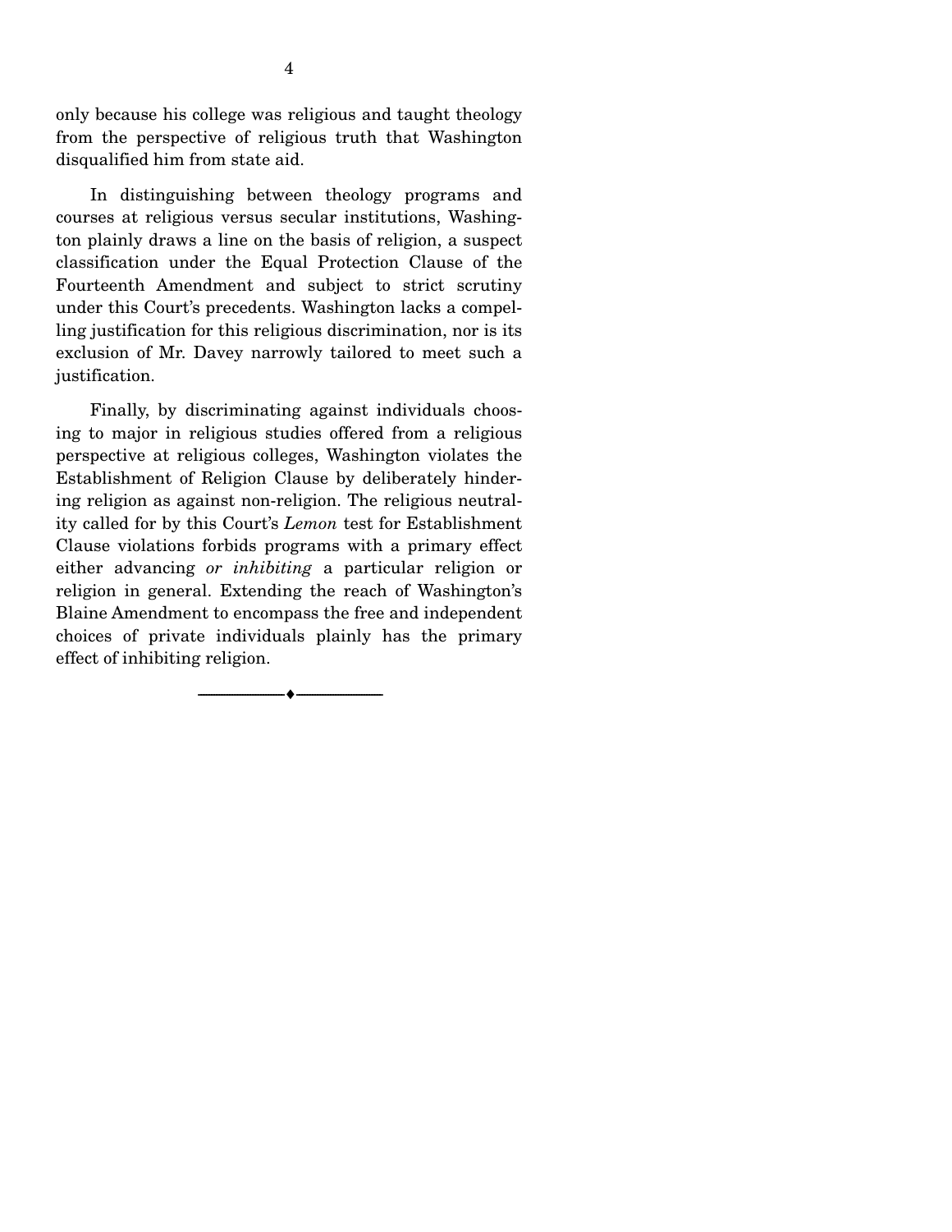only because his college was religious and taught theology from the perspective of religious truth that Washington disqualified him from state aid.

In distinguishing between theology programs and courses at religious versus secular institutions, Washington plainly draws a line on the basis of religion, a suspect classification under the Equal Protection Clause of the Fourteenth Amendment and subject to strict scrutiny under this Court's precedents. Washington lacks a compelling justification for this religious discrimination, nor is its exclusion of Mr. Davey narrowly tailored to meet such a justification.

Finally, by discriminating against individuals choosing to major in religious studies offered from a religious perspective at religious colleges, Washington violates the Establishment of Religion Clause by deliberately hindering religion as against non-religion. The religious neutrality called for by this Court's *Lemon* test for Establishment Clause violations forbids programs with a primary effect either advancing *or inhibiting* a particular religion or religion in general. Extending the reach of Washington's Blaine Amendment to encompass the free and independent choices of private individuals plainly has the primary effect of inhibiting religion.

---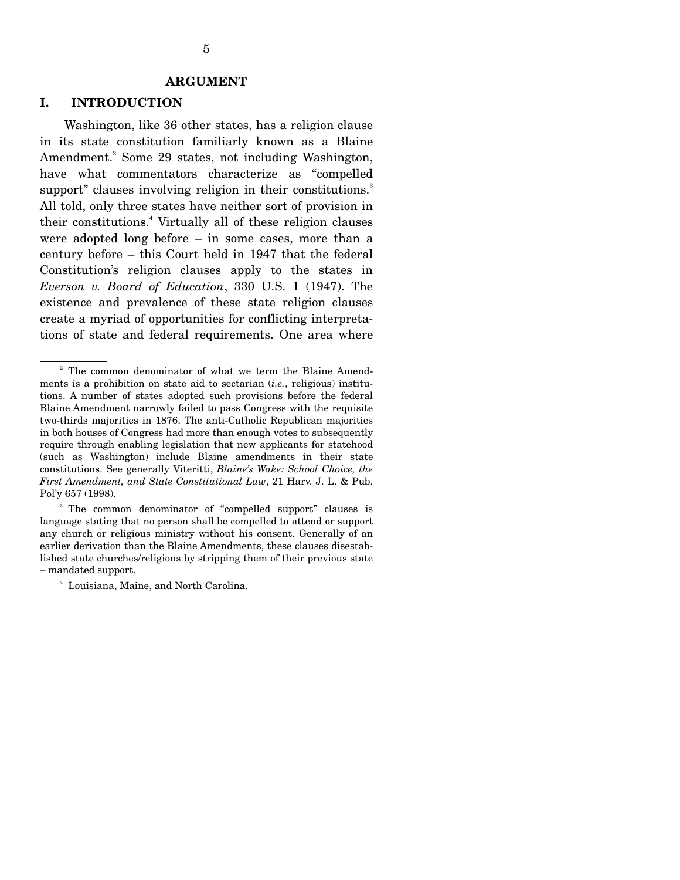## ARGUMENT

### I. INTRODUCTION

Washington, like 36 other states, has a religion clause in its state constitution familiarly known as a Blaine Amendment.[2] Some 29 states, not including Washington, have what commentators characterize as "compelled support" clauses involving religion in their constitutions.[3] All told, only three states have neither sort of provision in their constitutions.[4] Virtually all of these religion clauses were adopted long before – in some cases, more than a century before – this Court held in 1947 that the federal Constitution's religion clauses apply to the states in *Everson v. Board of Education*, 330 U.S. 1 (1947). The existence and prevalence of these state religion clauses create a myriad of opportunities for conflicting interpretations of state and federal requirements. One area where

---

[2] The common denominator of what we term the Blaine Amendments is a prohibition on state aid to sectarian (*i.e.*, religious) institutions. A number of states adopted such provisions before the federal Blaine Amendment narrowly failed to pass Congress with the requisite two-thirds majorities in 1876. The anti-Catholic Republican majorities in both houses of Congress had more than enough votes to subsequently require through enabling legislation that new applicants for statehood (such as Washington) include Blaine amendments in their state constitutions. See generally Viteritti, *Blaine's Wake: School Choice, the First Amendment, and State Constitutional Law*, 21 Harv. J. L. & Pub. Pol'y 657 (1998).

[3] The common denominator of "compelled support" clauses is language stating that no person shall be compelled to attend or support any church or religious ministry without his consent. Generally of an earlier derivation than the Blaine Amendments, these clauses disestablished state churches/religions by stripping them of their previous state – mandated support.

[4] Louisiana, Maine, and North Carolina.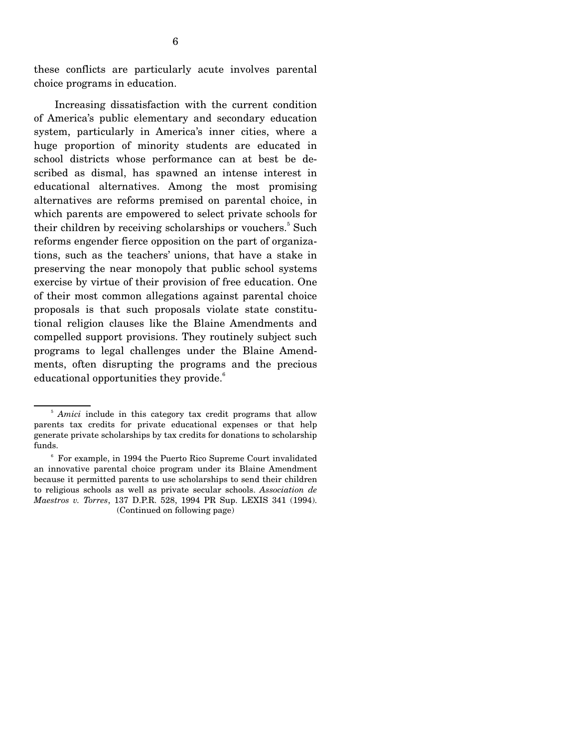these conflicts are particularly acute involves parental choice programs in education.

Increasing dissatisfaction with the current condition of America's public elementary and secondary education system, particularly in America's inner cities, where a huge proportion of minority students are educated in school districts whose performance can at best be described as dismal, has spawned an intense interest in educational alternatives. Among the most promising alternatives are reforms premised on parental choice, in which parents are empowered to select private schools for their children by receiving scholarships or vouchers.[5] Such reforms engender fierce opposition on the part of organizations, such as the teachers' unions, that have a stake in preserving the near monopoly that public school systems exercise by virtue of their provision of free education. One of their most common allegations against parental choice proposals is that such proposals violate state constitutional religion clauses like the Blaine Amendments and compelled support provisions. They routinely subject such programs to legal challenges under the Blaine Amendments, often disrupting the programs and the precious educational opportunities they provide.[6]

---

[5] *Amici* include in this category tax credit programs that allow parents tax credits for private educational expenses or that help generate private scholarships by tax credits for donations to scholarship funds.

[6] For example, in 1994 the Puerto Rico Supreme Court invalidated an innovative parental choice program under its Blaine Amendment because it permitted parents to use scholarships to send their children to religious schools as well as private secular schools. *Association de Maestros v. Torres*, 137 D.P.R. 528, 1994 PR Sup. LEXIS 341 (1994).

(Continued on following page)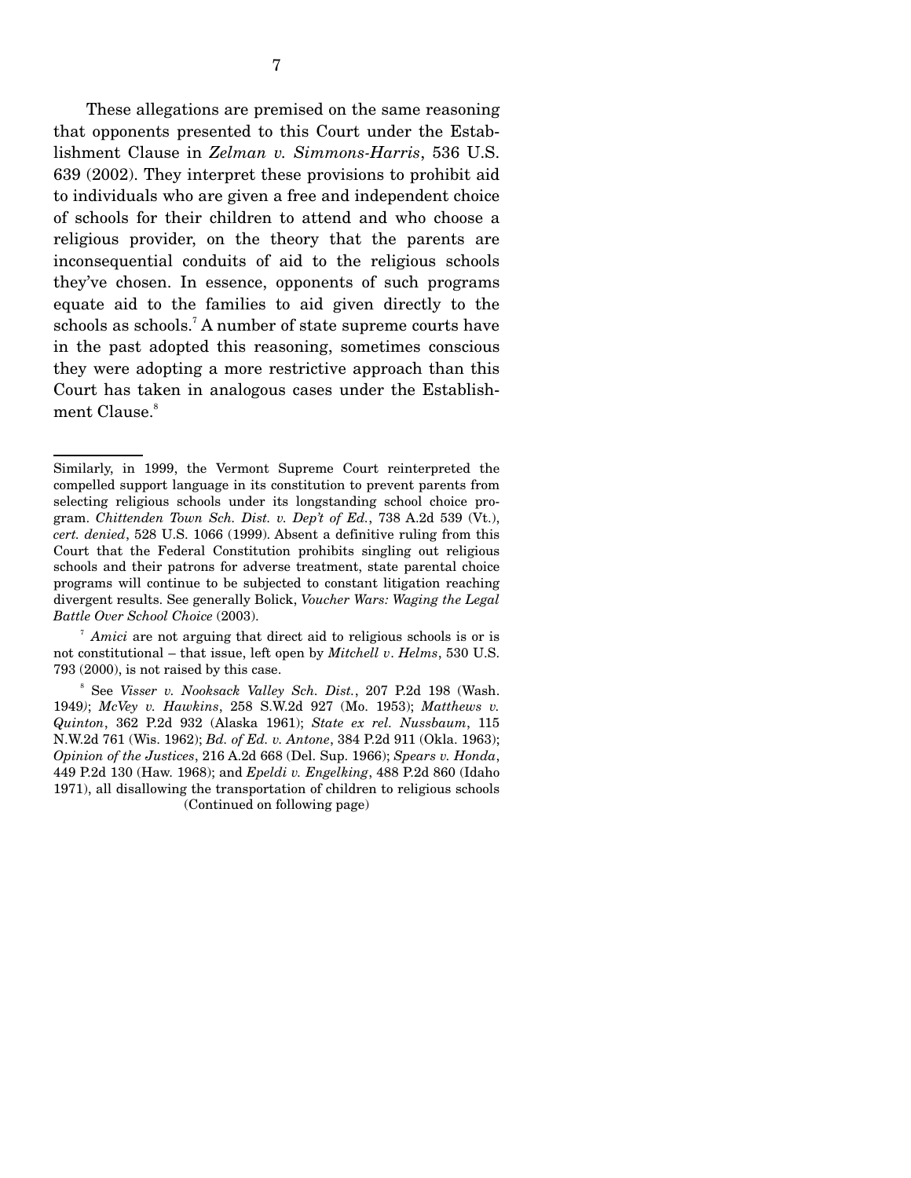These allegations are premised on the same reasoning that opponents presented to this Court under the Establishment Clause in *Zelman v. Simmons-Harris*, 536 U.S. 639 (2002). They interpret these provisions to prohibit aid to individuals who are given a free and independent choice of schools for their children to attend and who choose a religious provider, on the theory that the parents are inconsequential conduits of aid to the religious schools they've chosen. In essence, opponents of such programs equate aid to the families to aid given directly to the schools as schools.[7] A number of state supreme courts have in the past adopted this reasoning, sometimes conscious they were adopting a more restrictive approach than this Court has taken in analogous cases under the Establishment Clause.[8]

---

Similarly, in 1999, the Vermont Supreme Court reinterpreted the compelled support language in its constitution to prevent parents from selecting religious schools under its longstanding school choice program. *Chittenden Town Sch. Dist. v. Dep't of Ed.*, 738 A.2d 539 (Vt.), *cert. denied*, 528 U.S. 1066 (1999). Absent a definitive ruling from this Court that the Federal Constitution prohibits singling out religious schools and their patrons for adverse treatment, state parental choice programs will continue to be subjected to constant litigation reaching divergent results. See generally Bolick, *Voucher Wars: Waging the Legal Battle Over School Choice* (2003).

[7] *Amici* are not arguing that direct aid to religious schools is or is not constitutional – that issue, left open by *Mitchell v. Helms*, 530 U.S. 793 (2000), is not raised by this case.

[8] See *Visser v. Nooksack Valley Sch. Dist.*, 207 P.2d 198 (Wash. 1949); *McVey v. Hawkins*, 258 S.W.2d 927 (Mo. 1953); *Matthews v. Quinton*, 362 P.2d 932 (Alaska 1961); *State ex rel. Nussbaum*, 115 N.W.2d 761 (Wis. 1962); *Bd. of Ed. v. Antone*, 384 P.2d 911 (Okla. 1963); *Opinion of the Justices*, 216 A.2d 668 (Del. Sup. 1966); *Spears v. Honda*, 449 P.2d 130 (Haw. 1968); and *Epeldi v. Engelking*, 488 P.2d 860 (Idaho 1971), all disallowing the transportation of children to religious schools

(Continued on following page)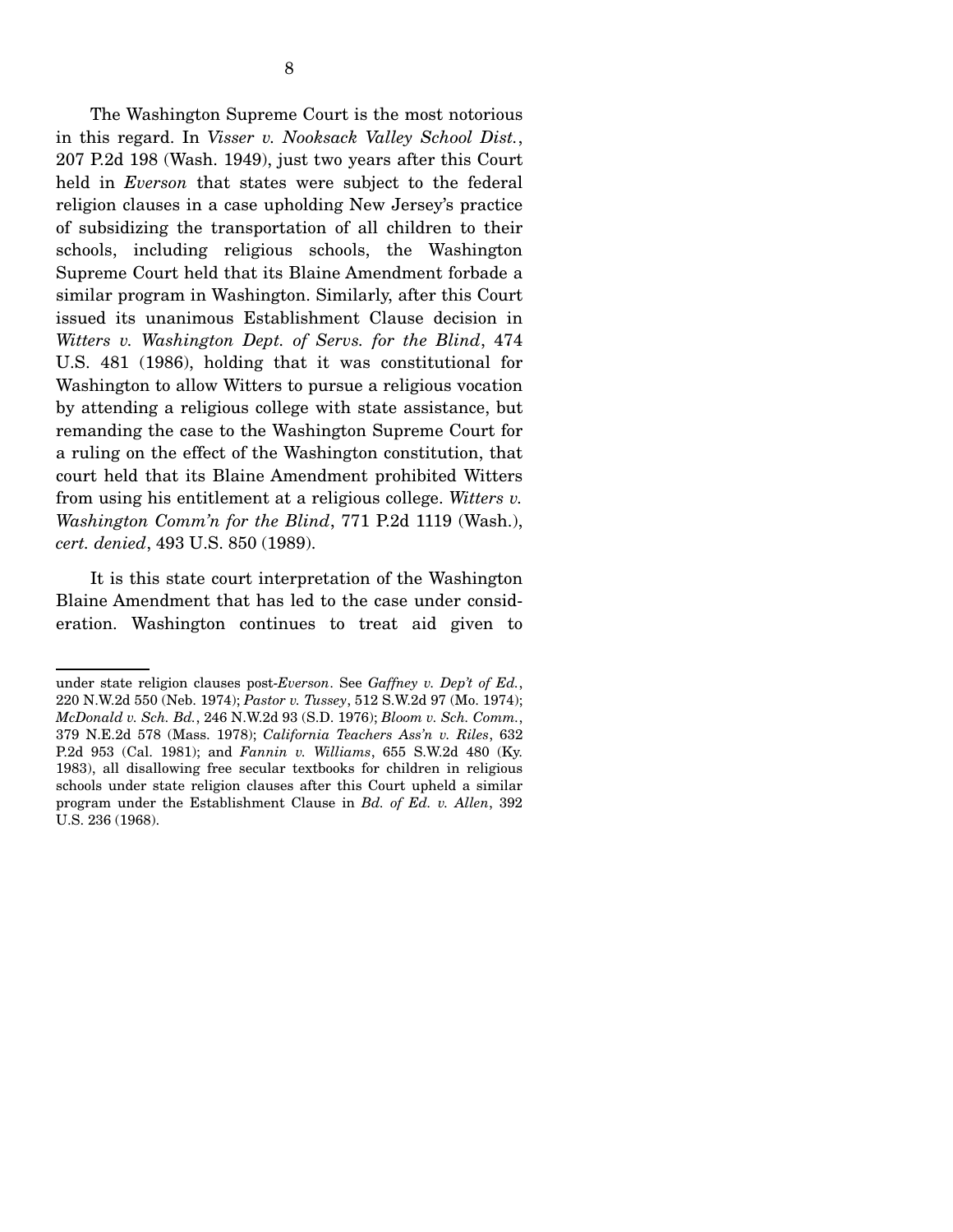The Washington Supreme Court is the most notorious in this regard. In *Visser v. Nooksack Valley School Dist.*, 207 P.2d 198 (Wash. 1949), just two years after this Court held in *Everson* that states were subject to the federal religion clauses in a case upholding New Jersey's practice of subsidizing the transportation of all children to their schools, including religious schools, the Washington Supreme Court held that its Blaine Amendment forbade a similar program in Washington. Similarly, after this Court issued its unanimous Establishment Clause decision in *Witters v. Washington Dept. of Servs. for the Blind*, 474 U.S. 481 (1986), holding that it was constitutional for Washington to allow Witters to pursue a religious vocation by attending a religious college with state assistance, but remanding the case to the Washington Supreme Court for a ruling on the effect of the Washington constitution, that court held that its Blaine Amendment prohibited Witters from using his entitlement at a religious college. *Witters v. Washington Comm'n for the Blind*, 771 P.2d 1119 (Wash.), *cert. denied*, 493 U.S. 850 (1989).

It is this state court interpretation of the Washington Blaine Amendment that has led to the case under consideration. Washington continues to treat aid given to

---

under state religion clauses post-*Everson*. See *Gaffney v. Dep't of Ed.*, 220 N.W.2d 550 (Neb. 1974); *Pastor v. Tussey*, 512 S.W.2d 97 (Mo. 1974); *McDonald v. Sch. Bd.*, 246 N.W.2d 93 (S.D. 1976); *Bloom v. Sch. Comm.*, 379 N.E.2d 578 (Mass. 1978); *California Teachers Ass'n v. Riles*, 632 P.2d 953 (Cal. 1981); and *Fannin v. Williams*, 655 S.W.2d 480 (Ky. 1983), all disallowing free secular textbooks for children in religious schools under state religion clauses after this Court upheld a similar program under the Establishment Clause in *Bd. of Ed. v. Allen*, 392 U.S. 236 (1968).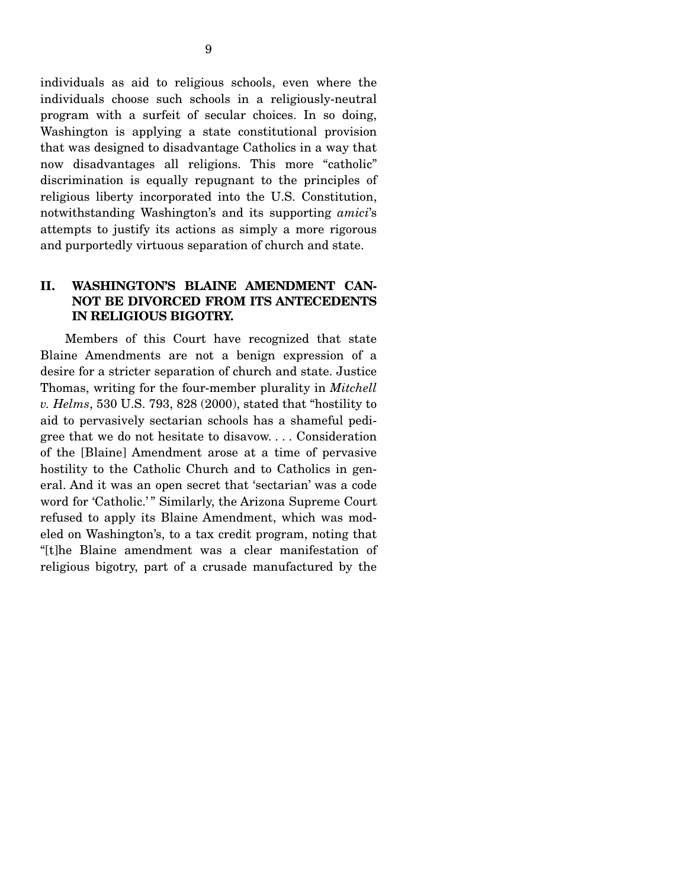individuals as aid to religious schools, even where the individuals choose such schools in a religiously-neutral program with a surfeit of secular choices. In so doing, Washington is applying a state constitutional provision that was designed to disadvantage Catholics in a way that now disadvantages all religions. This more "catholic" discrimination is equally repugnant to the principles of religious liberty incorporated into the U.S. Constitution, notwithstanding Washington's and its supporting *amici*'s attempts to justify its actions as simply a more rigorous and purportedly virtuous separation of church and state.

## II. WASHINGTON'S BLAINE AMENDMENT CANNOT BE DIVORCED FROM ITS ANTECEDENTS IN RELIGIOUS BIGOTRY.

Members of this Court have recognized that state Blaine Amendments are not a benign expression of a desire for a stricter separation of church and state. Justice Thomas, writing for the four-member plurality in *Mitchell v. Helms*, 530 U.S. 793, 828 (2000), stated that "hostility to aid to pervasively sectarian schools has a shameful pedigree that we do not hesitate to disavow. . . . Consideration of the [Blaine] Amendment arose at a time of pervasive hostility to the Catholic Church and to Catholics in general. And it was an open secret that 'sectarian' was a code word for 'Catholic.'" Similarly, the Arizona Supreme Court refused to apply its Blaine Amendment, which was modeled on Washington's, to a tax credit program, noting that "[t]he Blaine amendment was a clear manifestation of religious bigotry, part of a crusade manufactured by the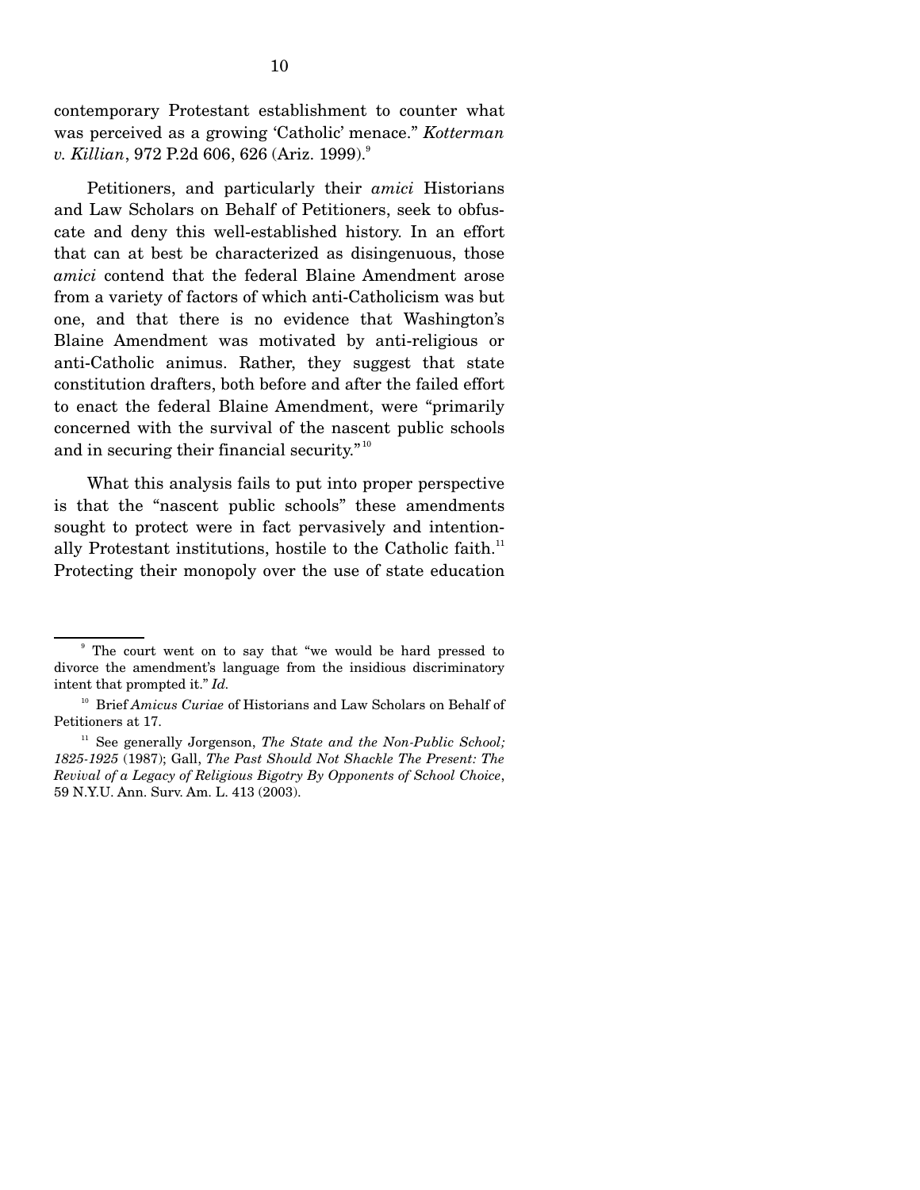contemporary Protestant establishment to counter what was perceived as a growing 'Catholic' menace." *Kotterman v. Killian*, 972 P.2d 606, 626 (Ariz. 1999).[9]

Petitioners, and particularly their *amici* Historians and Law Scholars on Behalf of Petitioners, seek to obfuscate and deny this well-established history. In an effort that can at best be characterized as disingenuous, those *amici* contend that the federal Blaine Amendment arose from a variety of factors of which anti-Catholicism was but one, and that there is no evidence that Washington's Blaine Amendment was motivated by anti-religious or anti-Catholic animus. Rather, they suggest that state constitution drafters, both before and after the failed effort to enact the federal Blaine Amendment, were "primarily concerned with the survival of the nascent public schools and in securing their financial security."[10]

What this analysis fails to put into proper perspective is that the "nascent public schools" these amendments sought to protect were in fact pervasively and intentionally Protestant institutions, hostile to the Catholic faith.[11] Protecting their monopoly over the use of state education

---

[9] The court went on to say that "we would be hard pressed to divorce the amendment's language from the insidious discriminatory intent that prompted it." *Id.*

[10] Brief *Amicus Curiae* of Historians and Law Scholars on Behalf of Petitioners at 17.

[11] See generally Jorgenson, *The State and the Non-Public School; 1825-1925* (1987); Gall, *The Past Should Not Shackle The Present: The Revival of a Legacy of Religious Bigotry By Opponents of School Choice*, 59 N.Y.U. Ann. Surv. Am. L. 413 (2003).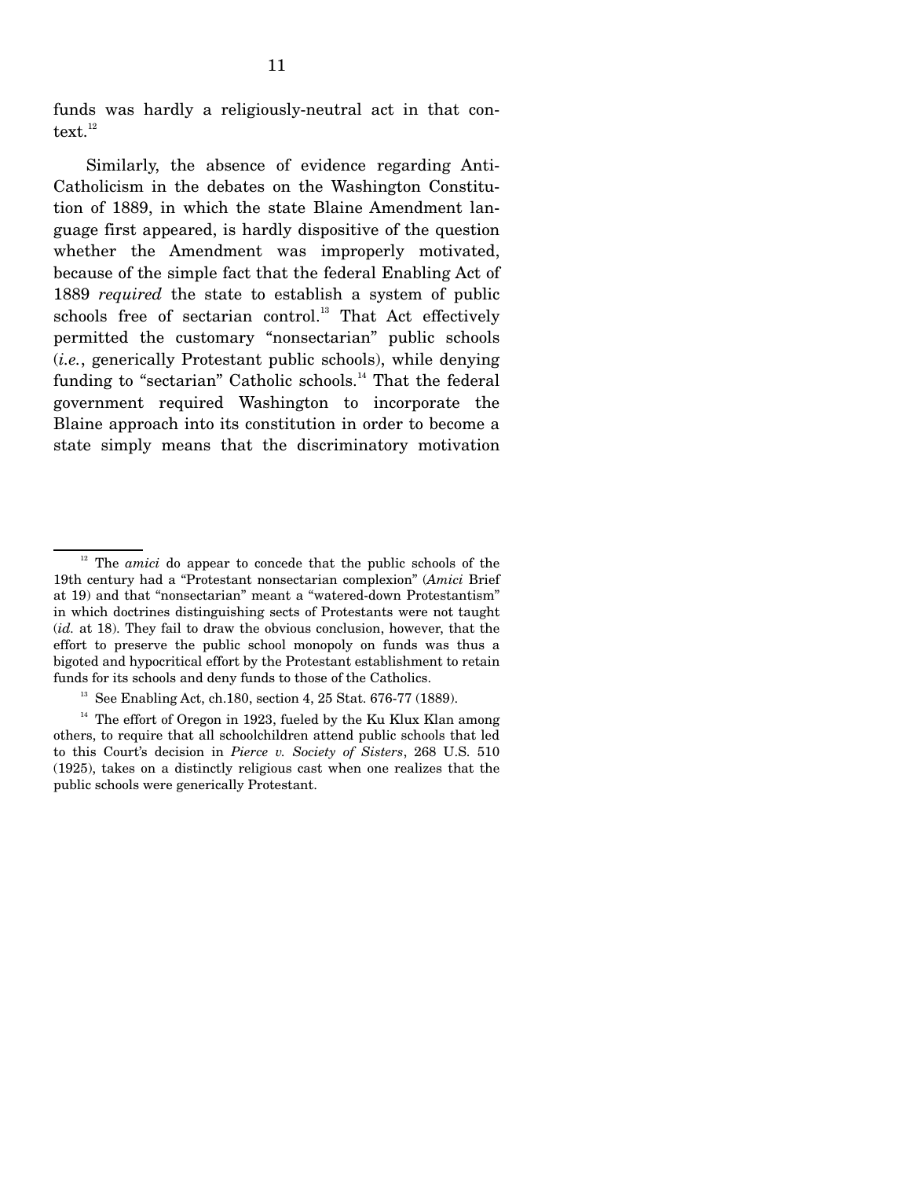funds was hardly a religiously-neutral act in that context.[12]

Similarly, the absence of evidence regarding Anti-Catholicism in the debates on the Washington Constitution of 1889, in which the state Blaine Amendment language first appeared, is hardly dispositive of the question whether the Amendment was improperly motivated, because of the simple fact that the federal Enabling Act of 1889 *required* the state to establish a system of public schools free of sectarian control.[13] That Act effectively permitted the customary "nonsectarian" public schools (*i.e.*, generically Protestant public schools), while denying funding to "sectarian" Catholic schools.[14] That the federal government required Washington to incorporate the Blaine approach into its constitution in order to become a state simply means that the discriminatory motivation

---

[12] The *amici* do appear to concede that the public schools of the 19th century had a "Protestant nonsectarian complexion" (*Amici* Brief at 19) and that "nonsectarian" meant a "watered-down Protestantism" in which doctrines distinguishing sects of Protestants were not taught (*id.* at 18). They fail to draw the obvious conclusion, however, that the effort to preserve the public school monopoly on funds was thus a bigoted and hypocritical effort by the Protestant establishment to retain funds for its schools and deny funds to those of the Catholics.

[13] See Enabling Act, ch.180, section 4, 25 Stat. 676-77 (1889).

[14] The effort of Oregon in 1923, fueled by the Ku Klux Klan among others, to require that all schoolchildren attend public schools that led to this Court's decision in *Pierce v. Society of Sisters*, 268 U.S. 510 (1925), takes on a distinctly religious cast when one realizes that the public schools were generically Protestant.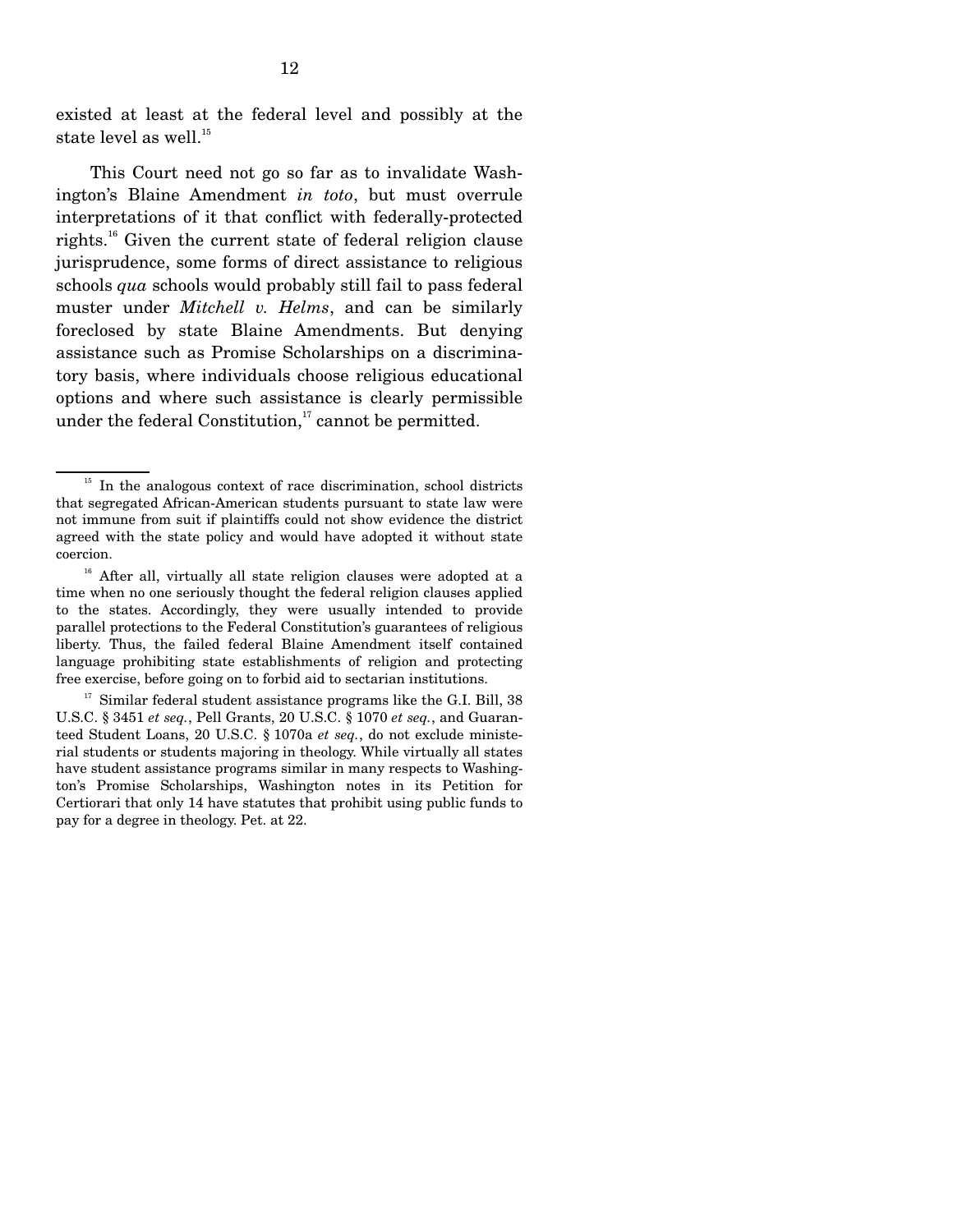existed at least at the federal level and possibly at the state level as well.[15]

This Court need not go so far as to invalidate Washington's Blaine Amendment *in toto*, but must overrule interpretations of it that conflict with federally-protected rights.[16] Given the current state of federal religion clause jurisprudence, some forms of direct assistance to religious schools *qua* schools would probably still fail to pass federal muster under *Mitchell v. Helms*, and can be similarly foreclosed by state Blaine Amendments. But denying assistance such as Promise Scholarships on a discriminatory basis, where individuals choose religious educational options and where such assistance is clearly permissible under the federal Constitution,[17] cannot be permitted.

---

[15] In the analogous context of race discrimination, school districts that segregated African-American students pursuant to state law were not immune from suit if plaintiffs could not show evidence the district agreed with the state policy and would have adopted it without state coercion.

[16] After all, virtually all state religion clauses were adopted at a time when no one seriously thought the federal religion clauses applied to the states. Accordingly, they were usually intended to provide parallel protections to the Federal Constitution's guarantees of religious liberty. Thus, the failed federal Blaine Amendment itself contained language prohibiting state establishments of religion and protecting free exercise, before going on to forbid aid to sectarian institutions.

[17] Similar federal student assistance programs like the G.I. Bill, 38 U.S.C. § 3451 *et seq.*, Pell Grants, 20 U.S.C. § 1070 *et seq.*, and Guaranteed Student Loans, 20 U.S.C. § 1070a *et seq.*, do not exclude ministerial students or students majoring in theology. While virtually all states have student assistance programs similar in many respects to Washington's Promise Scholarships, Washington notes in its Petition for Certiorari that only 14 have statutes that prohibit using public funds to pay for a degree in theology. Pet. at 22.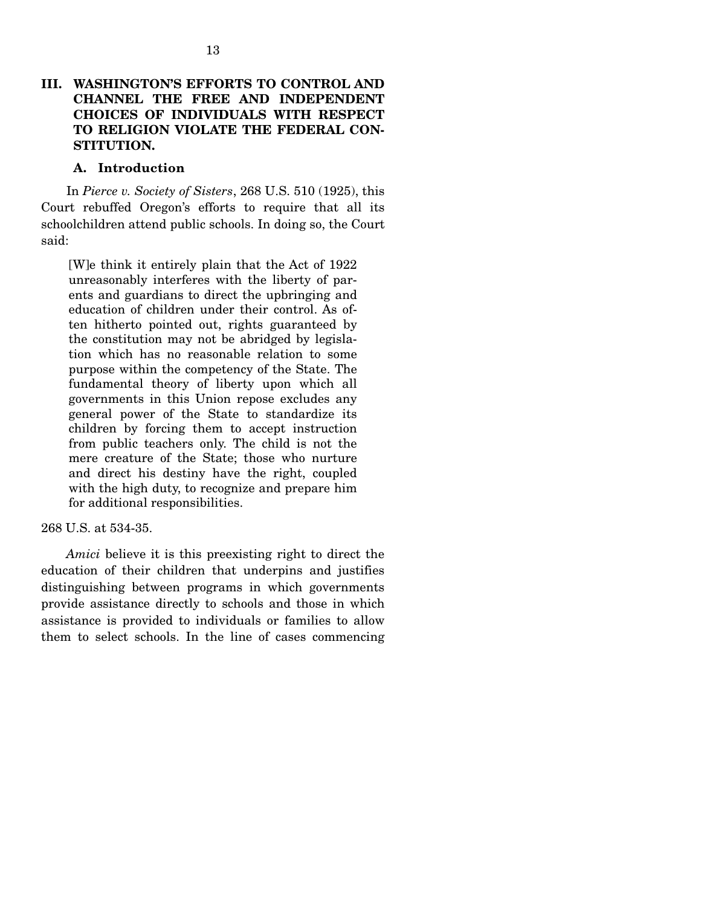## III. WASHINGTON'S EFFORTS TO CONTROL AND CHANNEL THE FREE AND INDEPENDENT CHOICES OF INDIVIDUALS WITH RESPECT TO RELIGION VIOLATE THE FEDERAL CONSTITUTION.

### A. Introduction

In *Pierce v. Society of Sisters*, 268 U.S. 510 (1925), this Court rebuffed Oregon's efforts to require that all its schoolchildren attend public schools. In doing so, the Court said:

> [W]e think it entirely plain that the Act of 1922 unreasonably interferes with the liberty of parents and guardians to direct the upbringing and education of children under their control. As often hitherto pointed out, rights guaranteed by the constitution may not be abridged by legislation which has no reasonable relation to some purpose within the competency of the State. The fundamental theory of liberty upon which all governments in this Union repose excludes any general power of the State to standardize its children by forcing them to accept instruction from public teachers only. The child is not the mere creature of the State; those who nurture and direct his destiny have the right, coupled with the high duty, to recognize and prepare him for additional responsibilities.

268 U.S. at 534-35.

*Amici* believe it is this preexisting right to direct the education of their children that underpins and justifies distinguishing between programs in which governments provide assistance directly to schools and those in which assistance is provided to individuals or families to allow them to select schools. In the line of cases commencing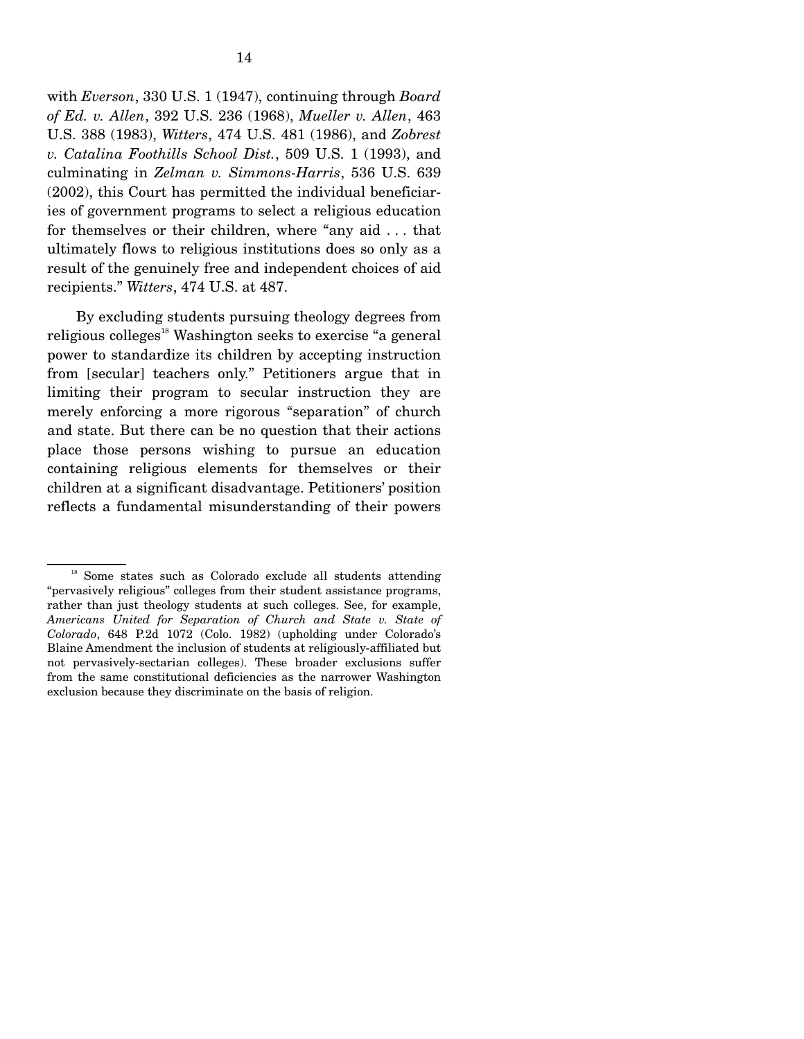with *Everson*, 330 U.S. 1 (1947), continuing through *Board of Ed. v. Allen*, 392 U.S. 236 (1968), *Mueller v. Allen*, 463 U.S. 388 (1983), *Witters*, 474 U.S. 481 (1986), and *Zobrest v. Catalina Foothills School Dist.*, 509 U.S. 1 (1993), and culminating in *Zelman v. Simmons-Harris*, 536 U.S. 639 (2002), this Court has permitted the individual beneficiaries of government programs to select a religious education for themselves or their children, where "any aid . . . that ultimately flows to religious institutions does so only as a result of the genuinely free and independent choices of aid recipients." *Witters*, 474 U.S. at 487.

By excluding students pursuing theology degrees from religious colleges[18] Washington seeks to exercise "a general power to standardize its children by accepting instruction from [secular] teachers only." Petitioners argue that in limiting their program to secular instruction they are merely enforcing a more rigorous "separation" of church and state. But there can be no question that their actions place those persons wishing to pursue an education containing religious elements for themselves or their children at a significant disadvantage. Petitioners' position reflects a fundamental misunderstanding of their powers

---

[18] Some states such as Colorado exclude all students attending "pervasively religious" colleges from their student assistance programs, rather than just theology students at such colleges. See, for example, *Americans United for Separation of Church and State v. State of Colorado*, 648 P.2d 1072 (Colo. 1982) (upholding under Colorado's Blaine Amendment the inclusion of students at religiously-affiliated but not pervasively-sectarian colleges). These broader exclusions suffer from the same constitutional deficiencies as the narrower Washington exclusion because they discriminate on the basis of religion.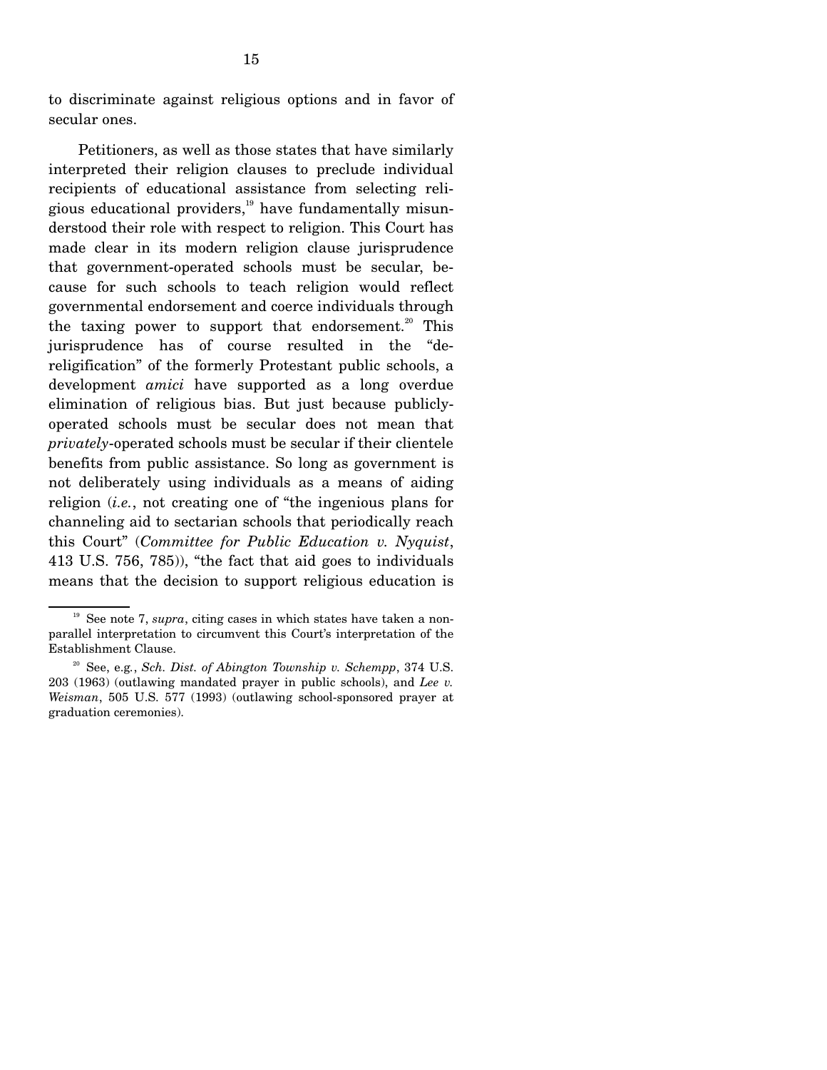to discriminate against religious options and in favor of secular ones.

Petitioners, as well as those states that have similarly interpreted their religion clauses to preclude individual recipients of educational assistance from selecting religious educational providers,[19] have fundamentally misunderstood their role with respect to religion. This Court has made clear in its modern religion clause jurisprudence that government-operated schools must be secular, because for such schools to teach religion would reflect governmental endorsement and coerce individuals through the taxing power to support that endorsement.[20] This jurisprudence has of course resulted in the "de-religification" of the formerly Protestant public schools, a development *amici* have supported as a long overdue elimination of religious bias. But just because publicly-operated schools must be secular does not mean that *privately*-operated schools must be secular if their clientele benefits from public assistance. So long as government is not deliberately using individuals as a means of aiding religion (*i.e.*, not creating one of "the ingenious plans for channeling aid to sectarian schools that periodically reach this Court" (*Committee for Public Education v. Nyquist*, 413 U.S. 756, 785)), "the fact that aid goes to individuals means that the decision to support religious education is

---

[19] See note 7, *supra*, citing cases in which states have taken a non-parallel interpretation to circumvent this Court's interpretation of the Establishment Clause.

[20] See, e.g., *Sch. Dist. of Abington Township v. Schempp*, 374 U.S. 203 (1963) (outlawing mandated prayer in public schools), and *Lee v. Weisman*, 505 U.S. 577 (1993) (outlawing school-sponsored prayer at graduation ceremonies).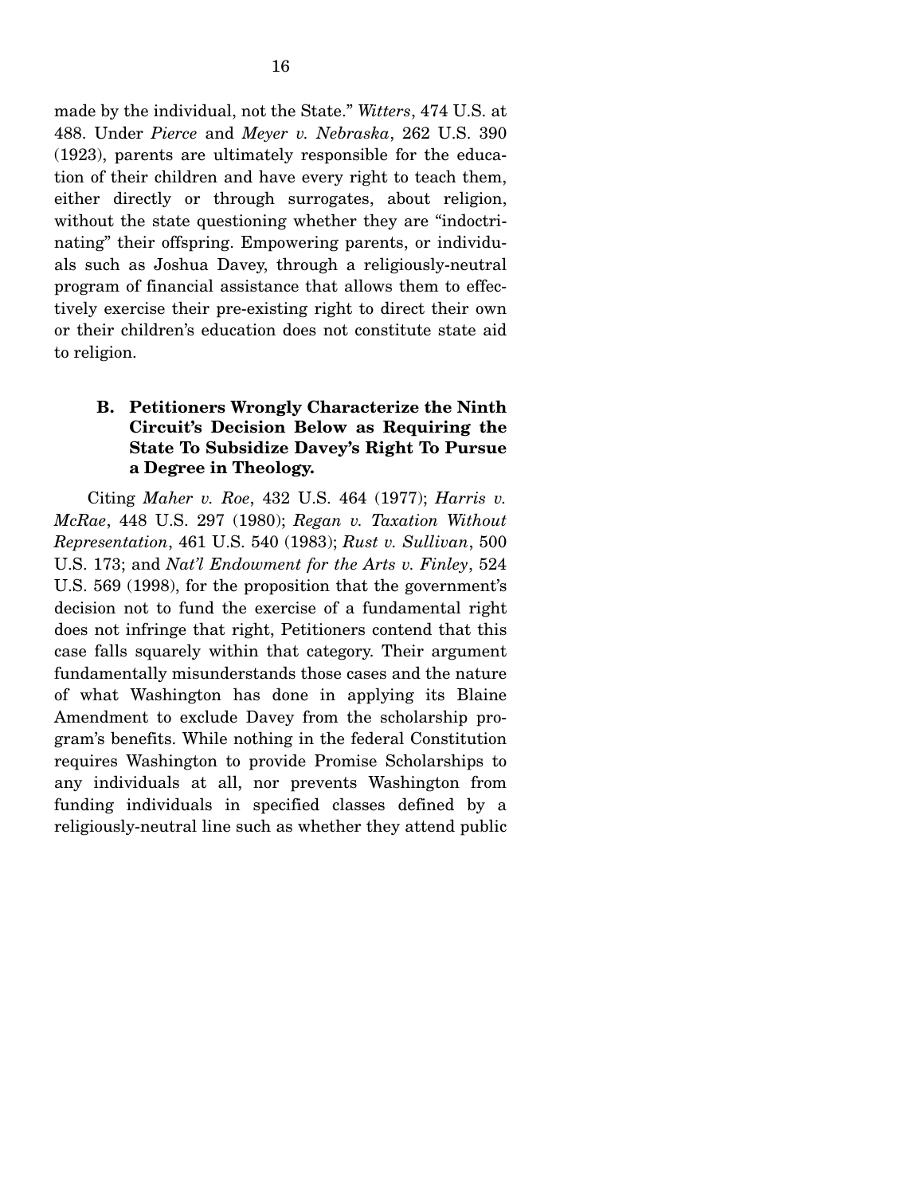made by the individual, not the State." *Witters*, 474 U.S. at 488. Under *Pierce* and *Meyer v. Nebraska*, 262 U.S. 390 (1923), parents are ultimately responsible for the education of their children and have every right to teach them, either directly or through surrogates, about religion, without the state questioning whether they are "indoctrinating" their offspring. Empowering parents, or individuals such as Joshua Davey, through a religiously-neutral program of financial assistance that allows them to effectively exercise their pre-existing right to direct their own or their children's education does not constitute state aid to religion.

### B. Petitioners Wrongly Characterize the Ninth Circuit's Decision Below as Requiring the State To Subsidize Davey's Right To Pursue a Degree in Theology.

Citing *Maher v. Roe*, 432 U.S. 464 (1977); *Harris v. McRae*, 448 U.S. 297 (1980); *Regan v. Taxation Without Representation*, 461 U.S. 540 (1983); *Rust v. Sullivan*, 500 U.S. 173; and *Nat'l Endowment for the Arts v. Finley*, 524 U.S. 569 (1998), for the proposition that the government's decision not to fund the exercise of a fundamental right does not infringe that right, Petitioners contend that this case falls squarely within that category. Their argument fundamentally misunderstands those cases and the nature of what Washington has done in applying its Blaine Amendment to exclude Davey from the scholarship program's benefits. While nothing in the federal Constitution requires Washington to provide Promise Scholarships to any individuals at all, nor prevents Washington from funding individuals in specified classes defined by a religiously-neutral line such as whether they attend public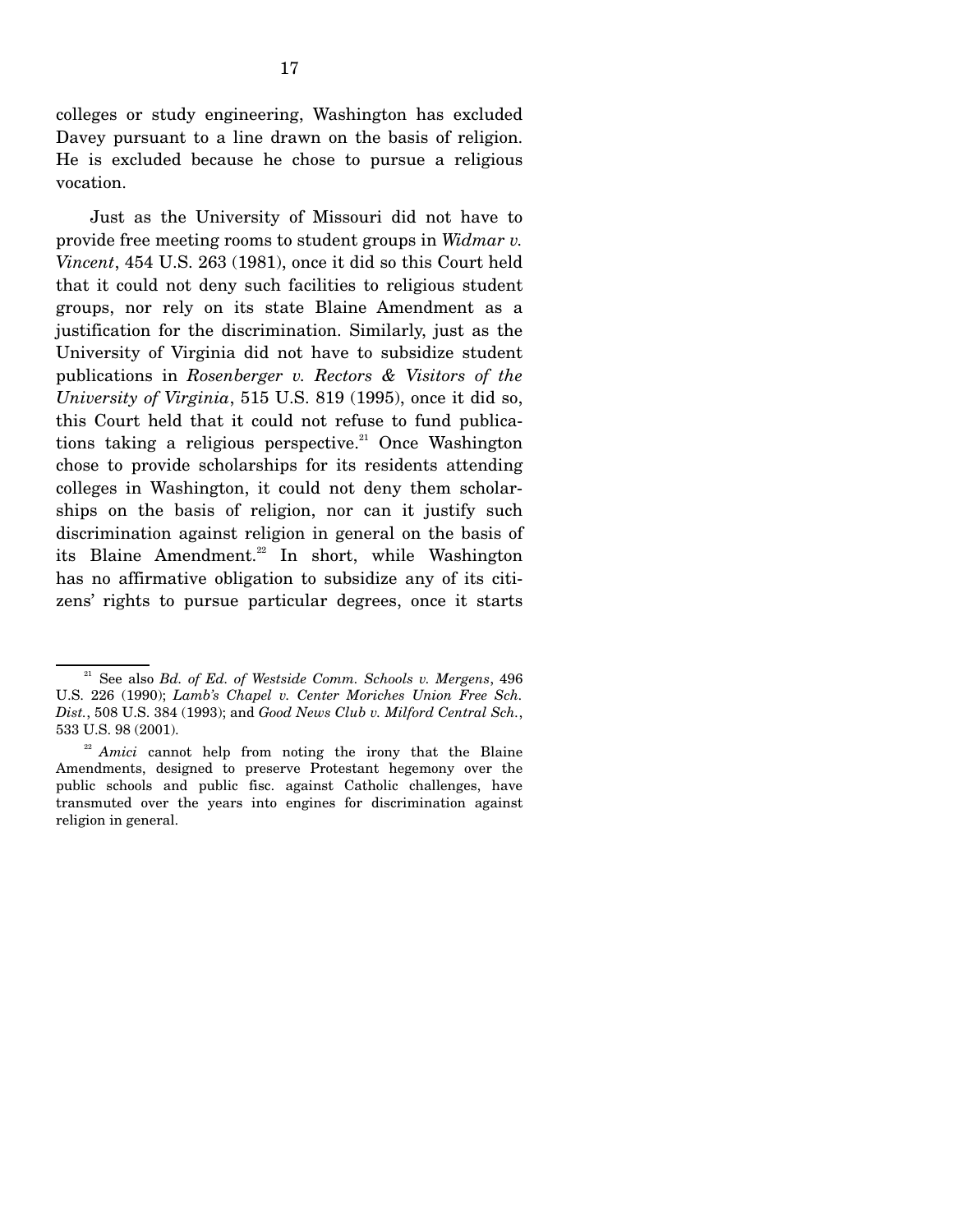colleges or study engineering, Washington has excluded Davey pursuant to a line drawn on the basis of religion. He is excluded because he chose to pursue a religious vocation.

Just as the University of Missouri did not have to provide free meeting rooms to student groups in *Widmar v. Vincent*, 454 U.S. 263 (1981), once it did so this Court held that it could not deny such facilities to religious student groups, nor rely on its state Blaine Amendment as a justification for the discrimination. Similarly, just as the University of Virginia did not have to subsidize student publications in *Rosenberger v. Rectors & Visitors of the University of Virginia*, 515 U.S. 819 (1995), once it did so, this Court held that it could not refuse to fund publications taking a religious perspective.[21] Once Washington chose to provide scholarships for its residents attending colleges in Washington, it could not deny them scholarships on the basis of religion, nor can it justify such discrimination against religion in general on the basis of its Blaine Amendment.[22] In short, while Washington has no affirmative obligation to subsidize any of its citizens' rights to pursue particular degrees, once it starts

---

[21] See also *Bd. of Ed. of Westside Comm. Schools v. Mergens*, 496 U.S. 226 (1990); *Lamb's Chapel v. Center Moriches Union Free Sch. Dist.*, 508 U.S. 384 (1993); and *Good News Club v. Milford Central Sch.*, 533 U.S. 98 (2001).

[22] *Amici* cannot help from noting the irony that the Blaine Amendments, designed to preserve Protestant hegemony over the public schools and public fisc. against Catholic challenges, have transmuted over the years into engines for discrimination against religion in general.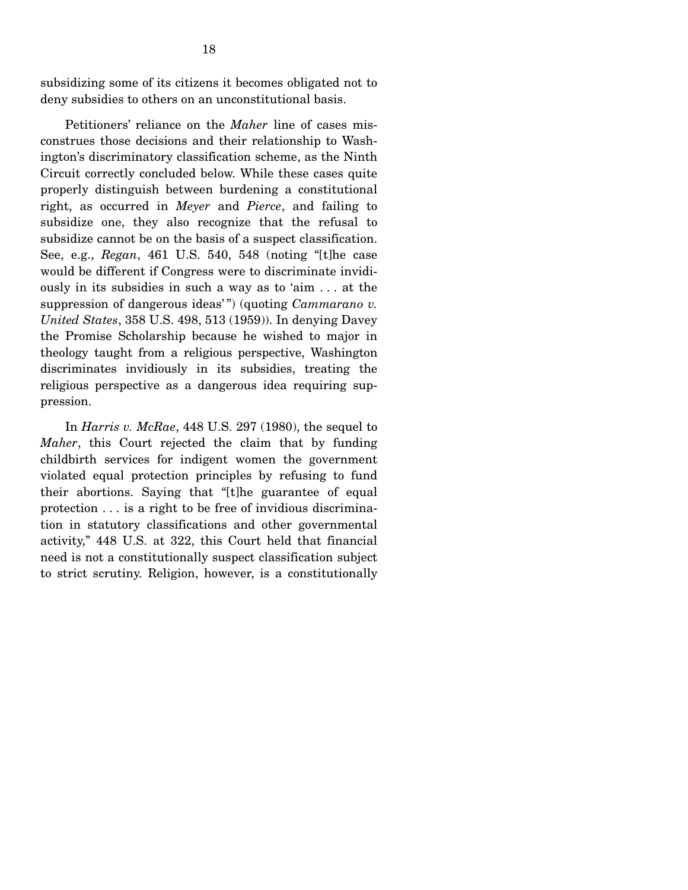subsidizing some of its citizens it becomes obligated not to deny subsidies to others on an unconstitutional basis.

Petitioners' reliance on the *Maher* line of cases misconstrues those decisions and their relationship to Washington's discriminatory classification scheme, as the Ninth Circuit correctly concluded below. While these cases quite properly distinguish between burdening a constitutional right, as occurred in *Meyer* and *Pierce*, and failing to subsidize one, they also recognize that the refusal to subsidize cannot be on the basis of a suspect classification. See, e.g., *Regan*, 461 U.S. 540, 548 (noting "[t]he case would be different if Congress were to discriminate invidiously in its subsidies in such a way as to 'aim . . . at the suppression of dangerous ideas'") (quoting *Cammarano v. United States*, 358 U.S. 498, 513 (1959)). In denying Davey the Promise Scholarship because he wished to major in theology taught from a religious perspective, Washington discriminates invidiously in its subsidies, treating the religious perspective as a dangerous idea requiring suppression.

In *Harris v. McRae*, 448 U.S. 297 (1980), the sequel to *Maher*, this Court rejected the claim that by funding childbirth services for indigent women the government violated equal protection principles by refusing to fund their abortions. Saying that "[t]he guarantee of equal protection . . . is a right to be free of invidious discrimination in statutory classifications and other governmental activity," 448 U.S. at 322, this Court held that financial need is not a constitutionally suspect classification subject to strict scrutiny. Religion, however, is a constitutionally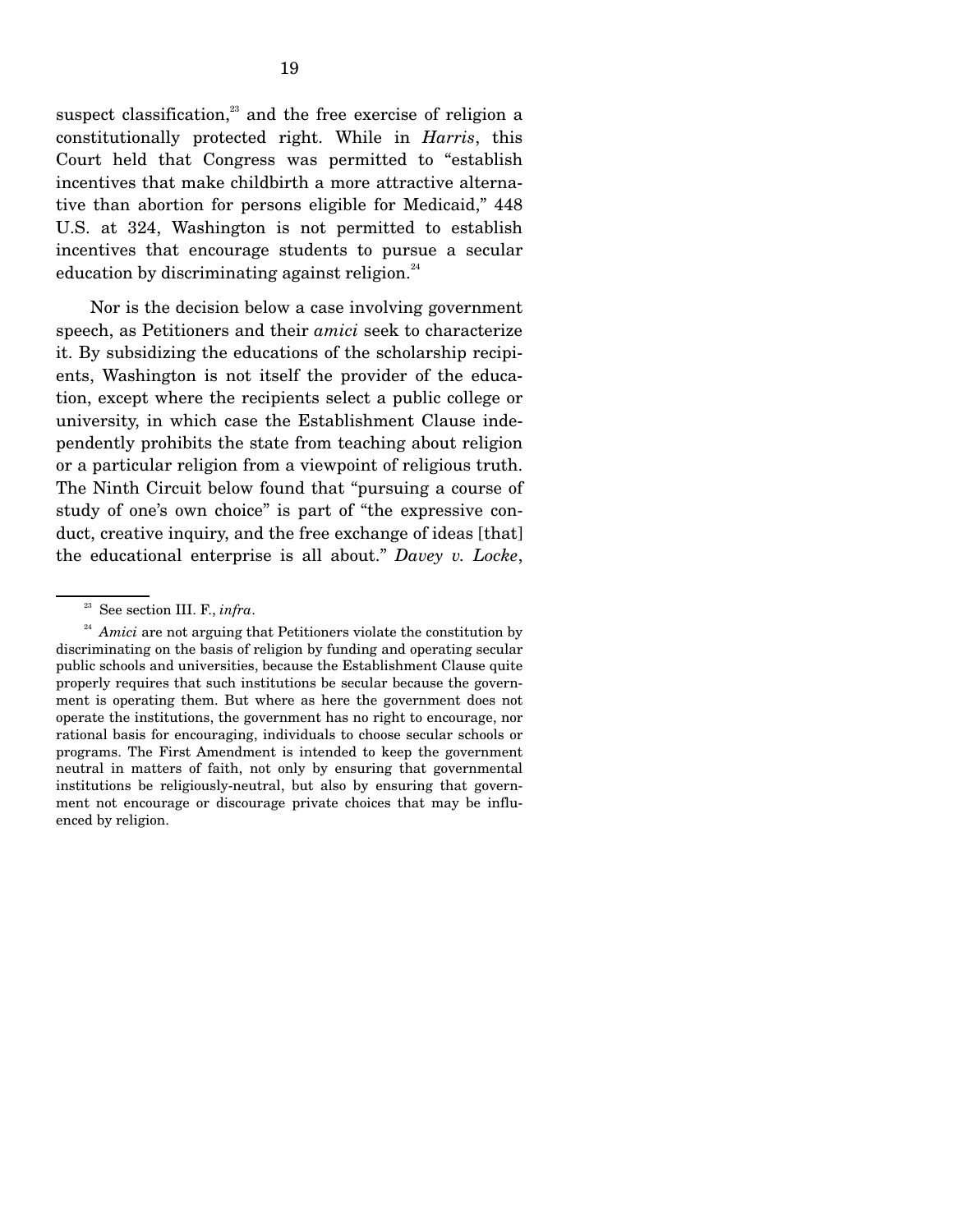suspect classification,[23] and the free exercise of religion a constitutionally protected right. While in *Harris*, this Court held that Congress was permitted to "establish incentives that make childbirth a more attractive alternative than abortion for persons eligible for Medicaid," 448 U.S. at 324, Washington is not permitted to establish incentives that encourage students to pursue a secular education by discriminating against religion.[24]

Nor is the decision below a case involving government speech, as Petitioners and their *amici* seek to characterize it. By subsidizing the educations of the scholarship recipients, Washington is not itself the provider of the education, except where the recipients select a public college or university, in which case the Establishment Clause independently prohibits the state from teaching about religion or a particular religion from a viewpoint of religious truth. The Ninth Circuit below found that "pursuing a course of study of one's own choice" is part of "the expressive conduct, creative inquiry, and the free exchange of ideas [that] the educational enterprise is all about." *Davey v. Locke*,

---

[23] See section III. F., *infra*.

[24] *Amici* are not arguing that Petitioners violate the constitution by discriminating on the basis of religion by funding and operating secular public schools and universities, because the Establishment Clause quite properly requires that such institutions be secular because the government is operating them. But where as here the government does not operate the institutions, the government has no right to encourage, nor rational basis for encouraging, individuals to choose secular schools or programs. The First Amendment is intended to keep the government neutral in matters of faith, not only by ensuring that governmental institutions be religiously-neutral, but also by ensuring that government not encourage or discourage private choices that may be influenced by religion.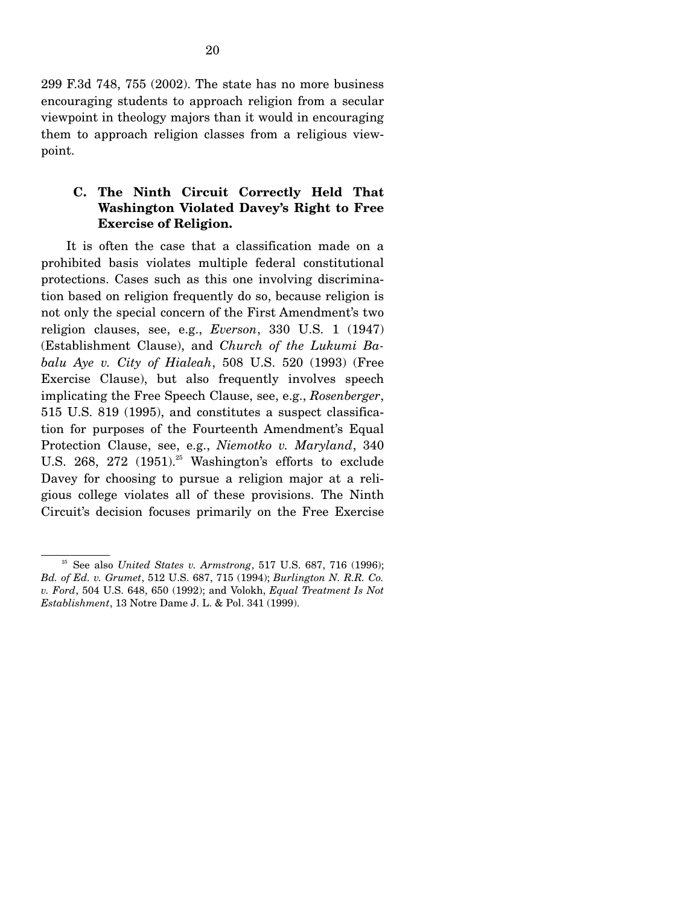299 F.3d 748, 755 (2002). The state has no more business encouraging students to approach religion from a secular viewpoint in theology majors than it would in encouraging them to approach religion classes from a religious viewpoint.

### C. The Ninth Circuit Correctly Held That Washington Violated Davey's Right to Free Exercise of Religion.

It is often the case that a classification made on a prohibited basis violates multiple federal constitutional protections. Cases such as this one involving discrimination based on religion frequently do so, because religion is not only the special concern of the First Amendment's two religion clauses, see, e.g., *Everson*, 330 U.S. 1 (1947) (Establishment Clause), and *Church of the Lukumi Babalu Aye v. City of Hialeah*, 508 U.S. 520 (1993) (Free Exercise Clause), but also frequently involves speech implicating the Free Speech Clause, see, e.g., *Rosenberger*, 515 U.S. 819 (1995), and constitutes a suspect classification for purposes of the Fourteenth Amendment's Equal Protection Clause, see, e.g., *Niemotko v. Maryland*, 340 U.S. 268, 272 (1951).[25] Washington's efforts to exclude Davey for choosing to pursue a religion major at a religious college violates all of these provisions. The Ninth Circuit's decision focuses primarily on the Free Exercise

---

[25] See also *United States v. Armstrong*, 517 U.S. 687, 716 (1996); *Bd. of Ed. v. Grumet*, 512 U.S. 687, 715 (1994); *Burlington N. R.R. Co. v. Ford*, 504 U.S. 648, 650 (1992); and Volokh, *Equal Treatment Is Not Establishment*, 13 Notre Dame J. L. & Pol. 341 (1999).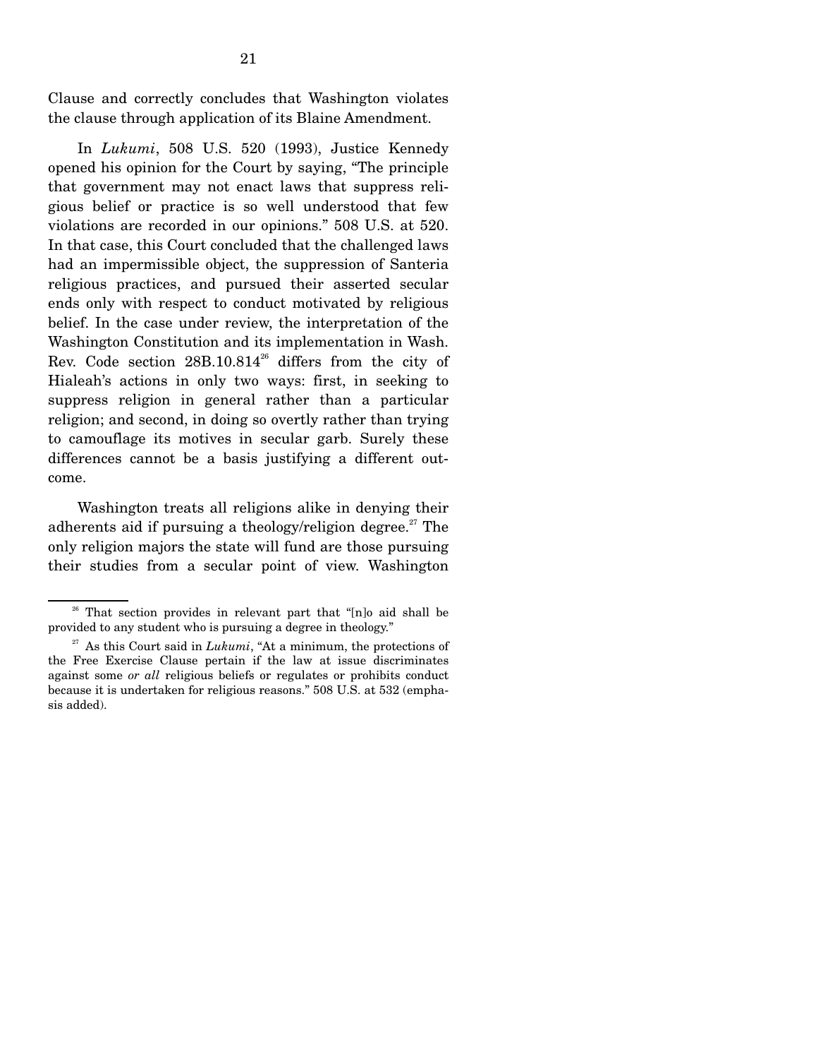Clause and correctly concludes that Washington violates the clause through application of its Blaine Amendment.

In *Lukumi*, 508 U.S. 520 (1993), Justice Kennedy opened his opinion for the Court by saying, "The principle that government may not enact laws that suppress religious belief or practice is so well understood that few violations are recorded in our opinions." 508 U.S. at 520. In that case, this Court concluded that the challenged laws had an impermissible object, the suppression of Santeria religious practices, and pursued their asserted secular ends only with respect to conduct motivated by religious belief. In the case under review, the interpretation of the Washington Constitution and its implementation in Wash. Rev. Code section 28B.10.814[26] differs from the city of Hialeah's actions in only two ways: first, in seeking to suppress religion in general rather than a particular religion; and second, in doing so overtly rather than trying to camouflage its motives in secular garb. Surely these differences cannot be a basis justifying a different outcome.

Washington treats all religions alike in denying their adherents aid if pursuing a theology/religion degree.[27] The only religion majors the state will fund are those pursuing their studies from a secular point of view. Washington

---

[26] That section provides in relevant part that "[n]o aid shall be provided to any student who is pursuing a degree in theology."

[27] As this Court said in *Lukumi*, "At a minimum, the protections of the Free Exercise Clause pertain if the law at issue discriminates against some *or all* religious beliefs or regulates or prohibits conduct because it is undertaken for religious reasons." 508 U.S. at 532 (emphasis added).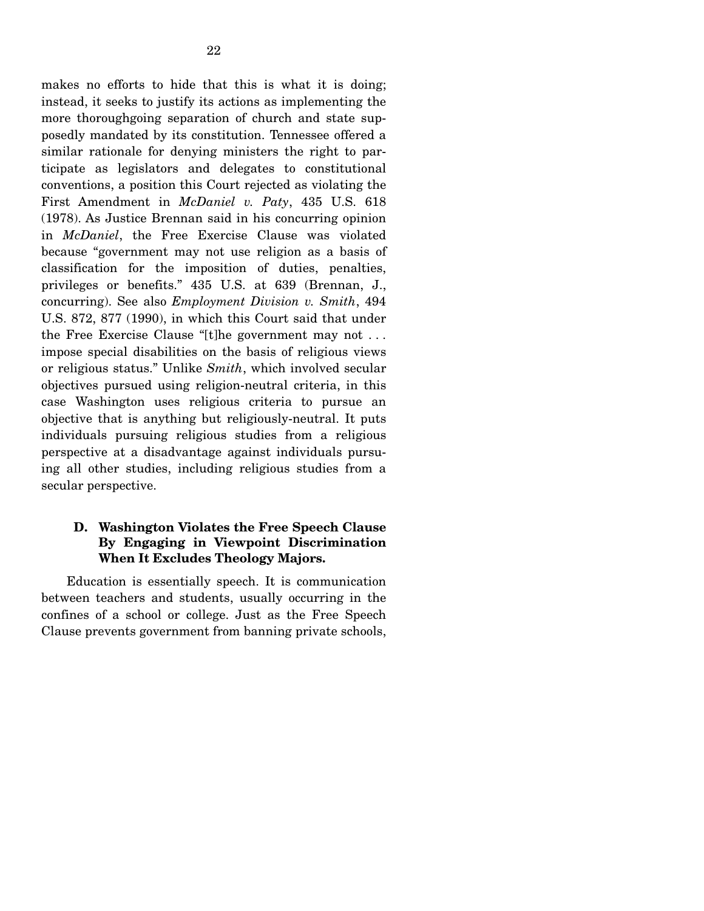makes no efforts to hide that this is what it is doing; instead, it seeks to justify its actions as implementing the more thoroughgoing separation of church and state supposedly mandated by its constitution. Tennessee offered a similar rationale for denying ministers the right to participate as legislators and delegates to constitutional conventions, a position this Court rejected as violating the First Amendment in *McDaniel v. Paty*, 435 U.S. 618 (1978). As Justice Brennan said in his concurring opinion in *McDaniel*, the Free Exercise Clause was violated because "government may not use religion as a basis of classification for the imposition of duties, penalties, privileges or benefits." 435 U.S. at 639 (Brennan, J., concurring). See also *Employment Division v. Smith*, 494 U.S. 872, 877 (1990), in which this Court said that under the Free Exercise Clause "[t]he government may not . . . impose special disabilities on the basis of religious views or religious status." Unlike *Smith*, which involved secular objectives pursued using religion-neutral criteria, in this case Washington uses religious criteria to pursue an objective that is anything but religiously-neutral. It puts individuals pursuing religious studies from a religious perspective at a disadvantage against individuals pursuing all other studies, including religious studies from a secular perspective.

### D. Washington Violates the Free Speech Clause By Engaging in Viewpoint Discrimination When It Excludes Theology Majors.

Education is essentially speech. It is communication between teachers and students, usually occurring in the confines of a school or college. Just as the Free Speech Clause prevents government from banning private schools,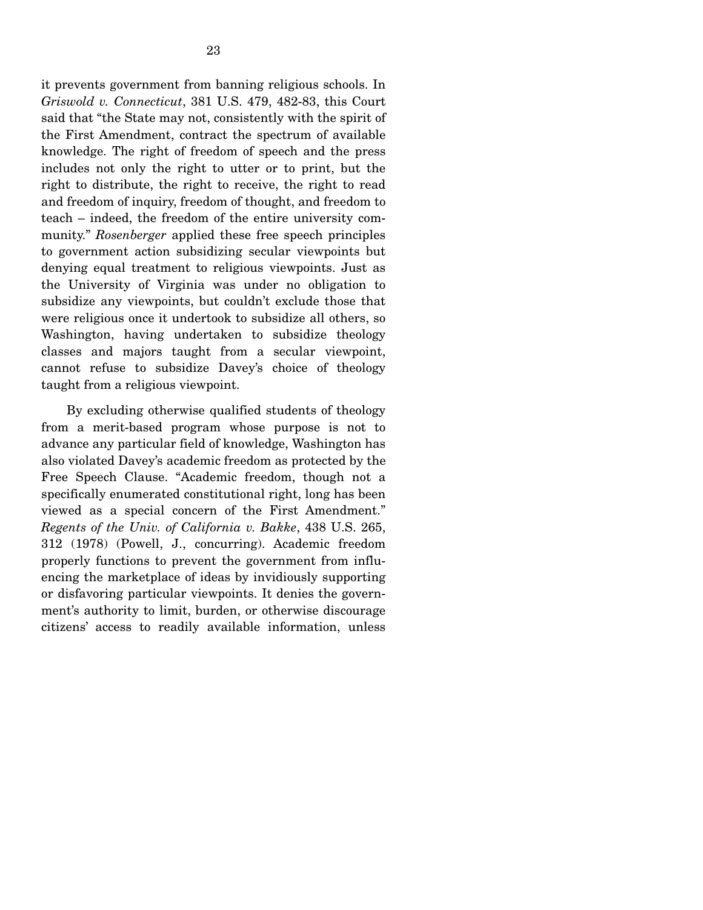it prevents government from banning religious schools. In *Griswold v. Connecticut*, 381 U.S. 479, 482-83, this Court said that "the State may not, consistently with the spirit of the First Amendment, contract the spectrum of available knowledge. The right of freedom of speech and the press includes not only the right to utter or to print, but the right to distribute, the right to receive, the right to read and freedom of inquiry, freedom of thought, and freedom to teach – indeed, the freedom of the entire university community." *Rosenberger* applied these free speech principles to government action subsidizing secular viewpoints but denying equal treatment to religious viewpoints. Just as the University of Virginia was under no obligation to subsidize any viewpoints, but couldn't exclude those that were religious once it undertook to subsidize all others, so Washington, having undertaken to subsidize theology classes and majors taught from a secular viewpoint, cannot refuse to subsidize Davey's choice of theology taught from a religious viewpoint.

By excluding otherwise qualified students of theology from a merit-based program whose purpose is not to advance any particular field of knowledge, Washington has also violated Davey's academic freedom as protected by the Free Speech Clause. "Academic freedom, though not a specifically enumerated constitutional right, long has been viewed as a special concern of the First Amendment." *Regents of the Univ. of California v. Bakke*, 438 U.S. 265, 312 (1978) (Powell, J., concurring). Academic freedom properly functions to prevent the government from influencing the marketplace of ideas by invidiously supporting or disfavoring particular viewpoints. It denies the government's authority to limit, burden, or otherwise discourage citizens' access to readily available information, unless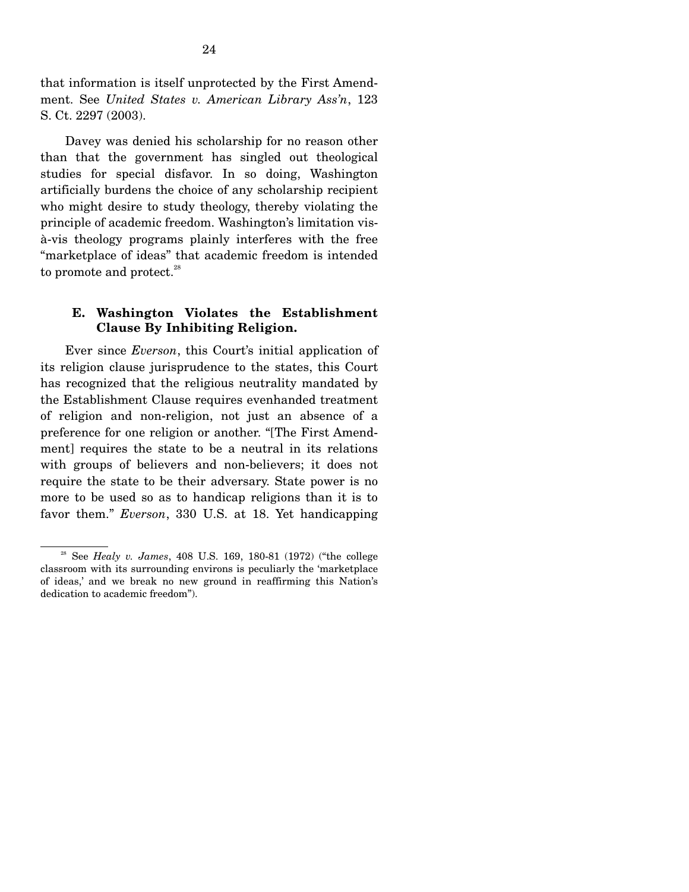that information is itself unprotected by the First Amendment. See *United States v. American Library Ass'n*, 123 S. Ct. 2297 (2003).

Davey was denied his scholarship for no reason other than that the government has singled out theological studies for special disfavor. In so doing, Washington artificially burdens the choice of any scholarship recipient who might desire to study theology, thereby violating the principle of academic freedom. Washington's limitation vis-à-vis theology programs plainly interferes with the free "marketplace of ideas" that academic freedom is intended to promote and protect.[28]

### E. Washington Violates the Establishment Clause By Inhibiting Religion.

Ever since *Everson*, this Court's initial application of its religion clause jurisprudence to the states, this Court has recognized that the religious neutrality mandated by the Establishment Clause requires evenhanded treatment of religion and non-religion, not just an absence of a preference for one religion or another. "[The First Amendment] requires the state to be a neutral in its relations with groups of believers and non-believers; it does not require the state to be their adversary. State power is no more to be used so as to handicap religions than it is to favor them." *Everson*, 330 U.S. at 18. Yet handicapping

---

[28] See *Healy v. James*, 408 U.S. 169, 180-81 (1972) ("the college classroom with its surrounding environs is peculiarly the 'marketplace of ideas,' and we break no new ground in reaffirming this Nation's dedication to academic freedom").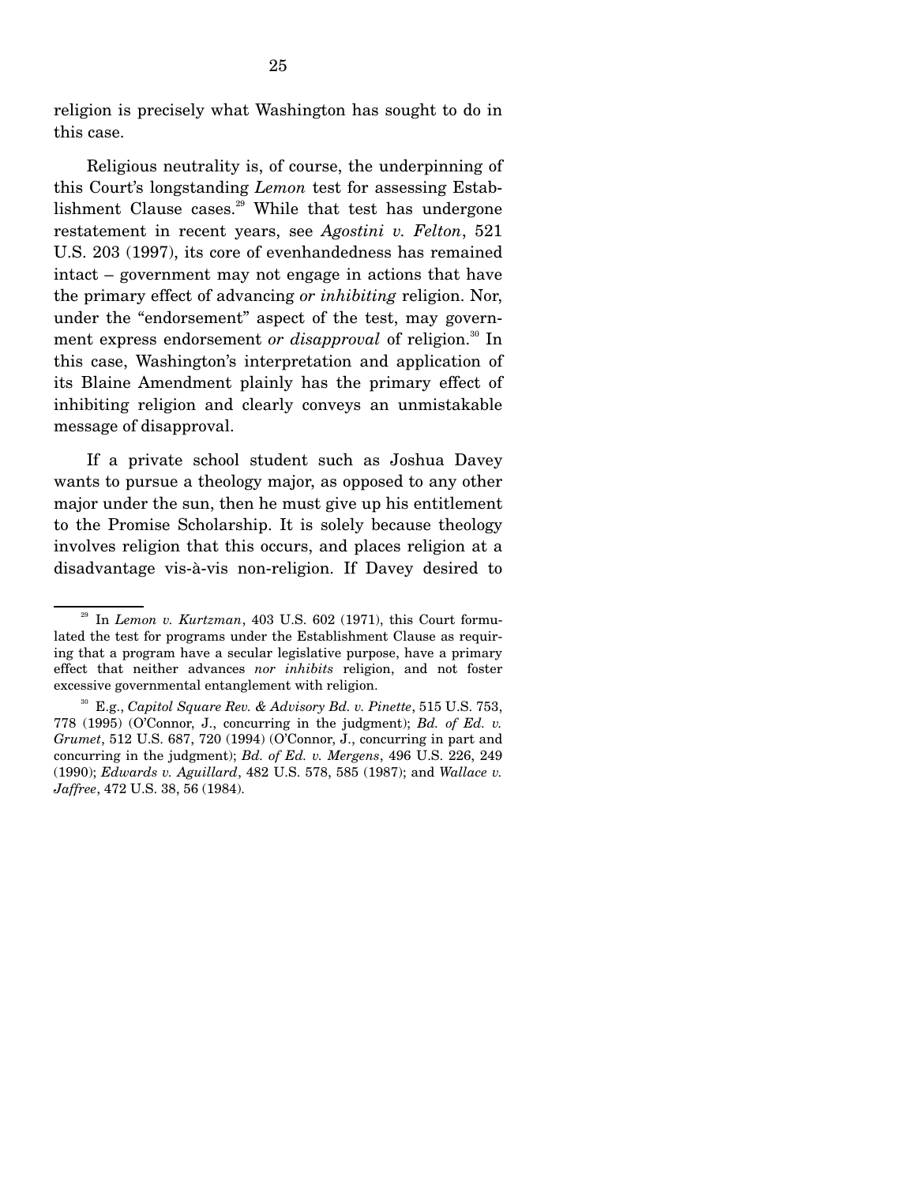religion is precisely what Washington has sought to do in this case.

Religious neutrality is, of course, the underpinning of this Court's longstanding *Lemon* test for assessing Establishment Clause cases.[29] While that test has undergone restatement in recent years, see *Agostini v. Felton*, 521 U.S. 203 (1997), its core of evenhandedness has remained intact – government may not engage in actions that have the primary effect of advancing *or inhibiting* religion. Nor, under the "endorsement" aspect of the test, may government express endorsement *or disapproval* of religion.[30] In this case, Washington's interpretation and application of its Blaine Amendment plainly has the primary effect of inhibiting religion and clearly conveys an unmistakable message of disapproval.

If a private school student such as Joshua Davey wants to pursue a theology major, as opposed to any other major under the sun, then he must give up his entitlement to the Promise Scholarship. It is solely because theology involves religion that this occurs, and places religion at a disadvantage vis-à-vis non-religion. If Davey desired to

---

[29] In *Lemon v. Kurtzman*, 403 U.S. 602 (1971), this Court formulated the test for programs under the Establishment Clause as requiring that a program have a secular legislative purpose, have a primary effect that neither advances *nor inhibits* religion, and not foster excessive governmental entanglement with religion.

[30] E.g., *Capitol Square Rev. & Advisory Bd. v. Pinette*, 515 U.S. 753, 778 (1995) (O'Connor, J., concurring in the judgment); *Bd. of Ed. v. Grumet*, 512 U.S. 687, 720 (1994) (O'Connor, J., concurring in part and concurring in the judgment); *Bd. of Ed. v. Mergens*, 496 U.S. 226, 249 (1990); *Edwards v. Aguillard*, 482 U.S. 578, 585 (1987); and *Wallace v. Jaffree*, 472 U.S. 38, 56 (1984).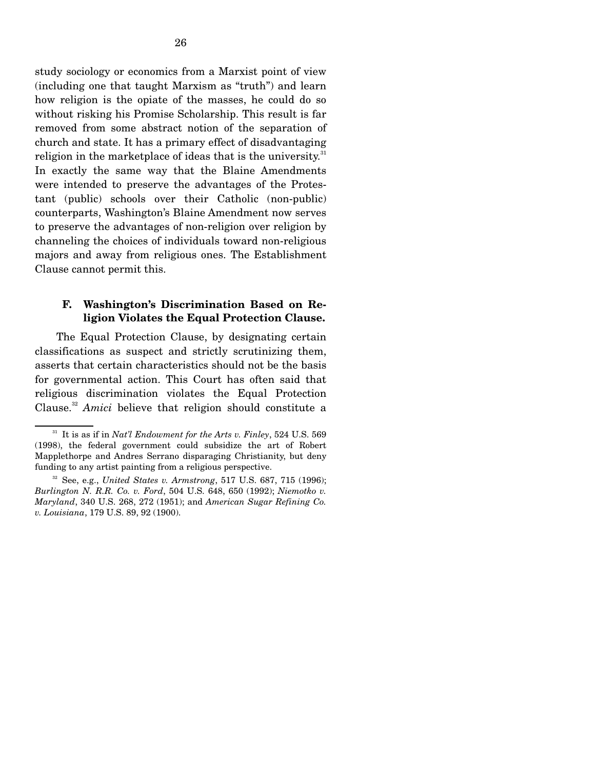study sociology or economics from a Marxist point of view (including one that taught Marxism as "truth") and learn how religion is the opiate of the masses, he could do so without risking his Promise Scholarship. This result is far removed from some abstract notion of the separation of church and state. It has a primary effect of disadvantaging religion in the marketplace of ideas that is the university.[31] In exactly the same way that the Blaine Amendments were intended to preserve the advantages of the Protestant (public) schools over their Catholic (non-public) counterparts, Washington's Blaine Amendment now serves to preserve the advantages of non-religion over religion by channeling the choices of individuals toward non-religious majors and away from religious ones. The Establishment Clause cannot permit this.

### F. Washington's Discrimination Based on Religion Violates the Equal Protection Clause.

The Equal Protection Clause, by designating certain classifications as suspect and strictly scrutinizing them, asserts that certain characteristics should not be the basis for governmental action. This Court has often said that religious discrimination violates the Equal Protection Clause.[32] *Amici* believe that religion should constitute a

---

[31] It is as if in *Nat'l Endowment for the Arts v. Finley*, 524 U.S. 569 (1998), the federal government could subsidize the art of Robert Mapplethorpe and Andres Serrano disparaging Christianity, but deny funding to any artist painting from a religious perspective.

[32] See, e.g., *United States v. Armstrong*, 517 U.S. 687, 715 (1996); *Burlington N. R.R. Co. v. Ford*, 504 U.S. 648, 650 (1992); *Niemotko v. Maryland*, 340 U.S. 268, 272 (1951); and *American Sugar Refining Co. v. Louisiana*, 179 U.S. 89, 92 (1900).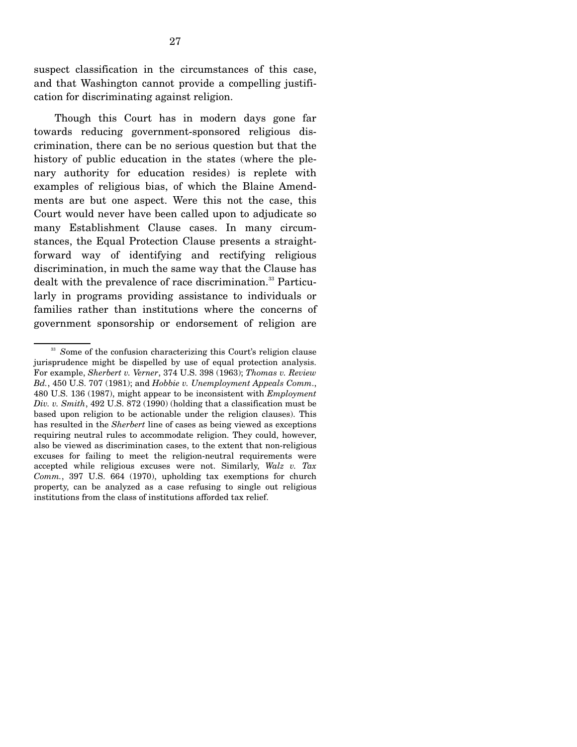suspect classification in the circumstances of this case, and that Washington cannot provide a compelling justification for discriminating against religion.

Though this Court has in modern days gone far towards reducing government-sponsored religious discrimination, there can be no serious question but that the history of public education in the states (where the plenary authority for education resides) is replete with examples of religious bias, of which the Blaine Amendments are but one aspect. Were this not the case, this Court would never have been called upon to adjudicate so many Establishment Clause cases. In many circumstances, the Equal Protection Clause presents a straightforward way of identifying and rectifying religious discrimination, in much the same way that the Clause has dealt with the prevalence of race discrimination.[33] Particularly in programs providing assistance to individuals or families rather than institutions where the concerns of government sponsorship or endorsement of religion are

[33] Some of the confusion characterizing this Court's religion clause jurisprudence might be dispelled by use of equal protection analysis. For example, *Sherbert v. Verner*, 374 U.S. 398 (1963); *Thomas v. Review Bd.*, 450 U.S. 707 (1981); and *Hobbie v. Unemployment Appeals Comm.*, 480 U.S. 136 (1987), might appear to be inconsistent with *Employment Div. v. Smith*, 492 U.S. 872 (1990) (holding that a classification must be based upon religion to be actionable under the religion clauses). This has resulted in the *Sherbert* line of cases as being viewed as exceptions requiring neutral rules to accommodate religion. They could, however, also be viewed as discrimination cases, to the extent that non-religious excuses for failing to meet the religion-neutral requirements were accepted while religious excuses were not. Similarly, *Walz v. Tax Comm.*, 397 U.S. 664 (1970), upholding tax exemptions for church property, can be analyzed as a case refusing to single out religious institutions from the class of institutions afforded tax relief.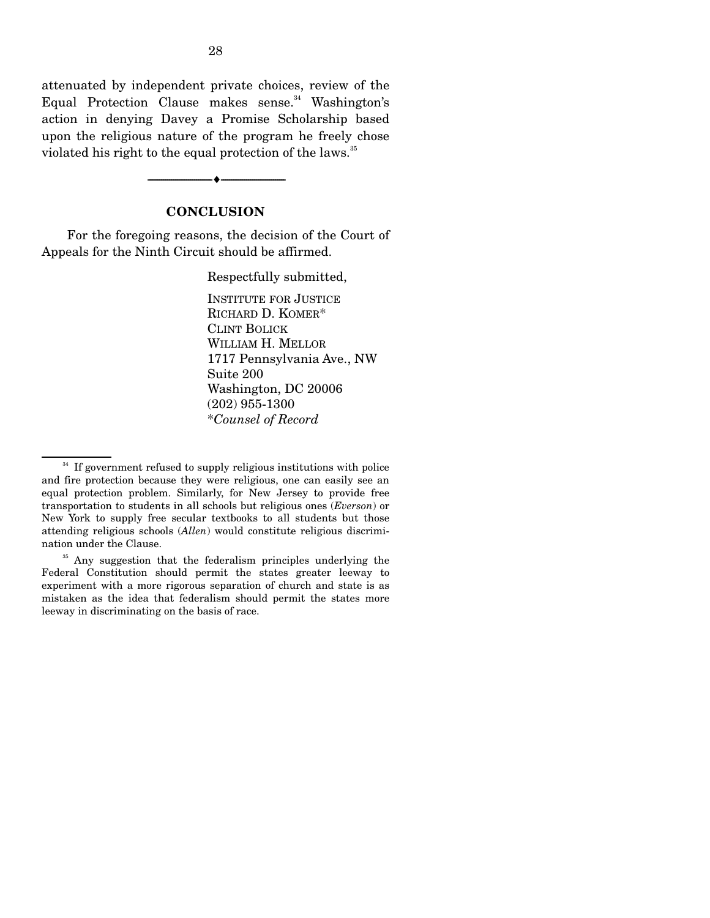attenuated by independent private choices, review of the Equal Protection Clause makes sense.[34] Washington's action in denying Davey a Promise Scholarship based upon the religious nature of the program he freely chose violated his right to the equal protection of the laws.[35]

---

## CONCLUSION

For the foregoing reasons, the decision of the Court of Appeals for the Ninth Circuit should be affirmed.

Respectfully submitted,

INSTITUTE FOR JUSTICE
RICHARD D. KOMER*
CLINT BOLICK
WILLIAM H. MELLOR
1717 Pennsylvania Ave., NW
Suite 200
Washington, DC 20006
(202) 955-1300
**Counsel of Record*

---

[34] If government refused to supply religious institutions with police and fire protection because they were religious, one can easily see an equal protection problem. Similarly, for New Jersey to provide free transportation to students in all schools but religious ones (*Everson*) or New York to supply free secular textbooks to all students but those attending religious schools (*Allen*) would constitute religious discrimination under the Clause.

[35] Any suggestion that the federalism principles underlying the Federal Constitution should permit the states greater leeway to experiment with a more rigorous separation of church and state is as mistaken as the idea that federalism should permit the states more leeway in discriminating on the basis of race.